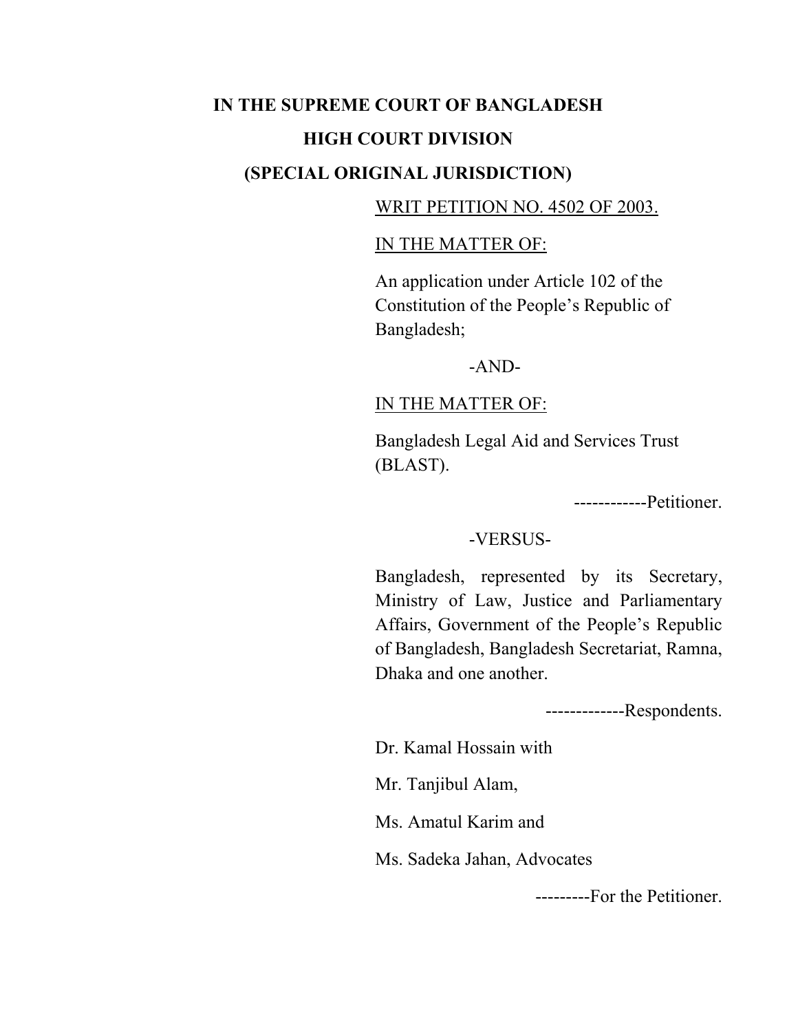**IN THE SUPREME COURT OF BANGLADESH**

**HIGH COURT DIVISION**

**(SPECIAL ORIGINAL JURISDICTION)**

WRIT PETITION NO. 4502 OF 2003.

IN THE MATTER OF:

An application under Article 102 of the Constitution of the People's Republic of Bangladesh;

-AND-

IN THE MATTER OF:

Bangladesh Legal Aid and Services Trust (BLAST).

------------Petitioner.

-VERSUS-

Bangladesh, represented by its Secretary, Ministry of Law, Justice and Parliamentary Affairs, Government of the People's Republic of Bangladesh, Bangladesh Secretariat, Ramna, Dhaka and one another.

-------------Respondents.

Dr. Kamal Hossain with

Mr. Tanjibul Alam,

Ms. Amatul Karim and

Ms. Sadeka Jahan, Advocates

---------For the Petitioner.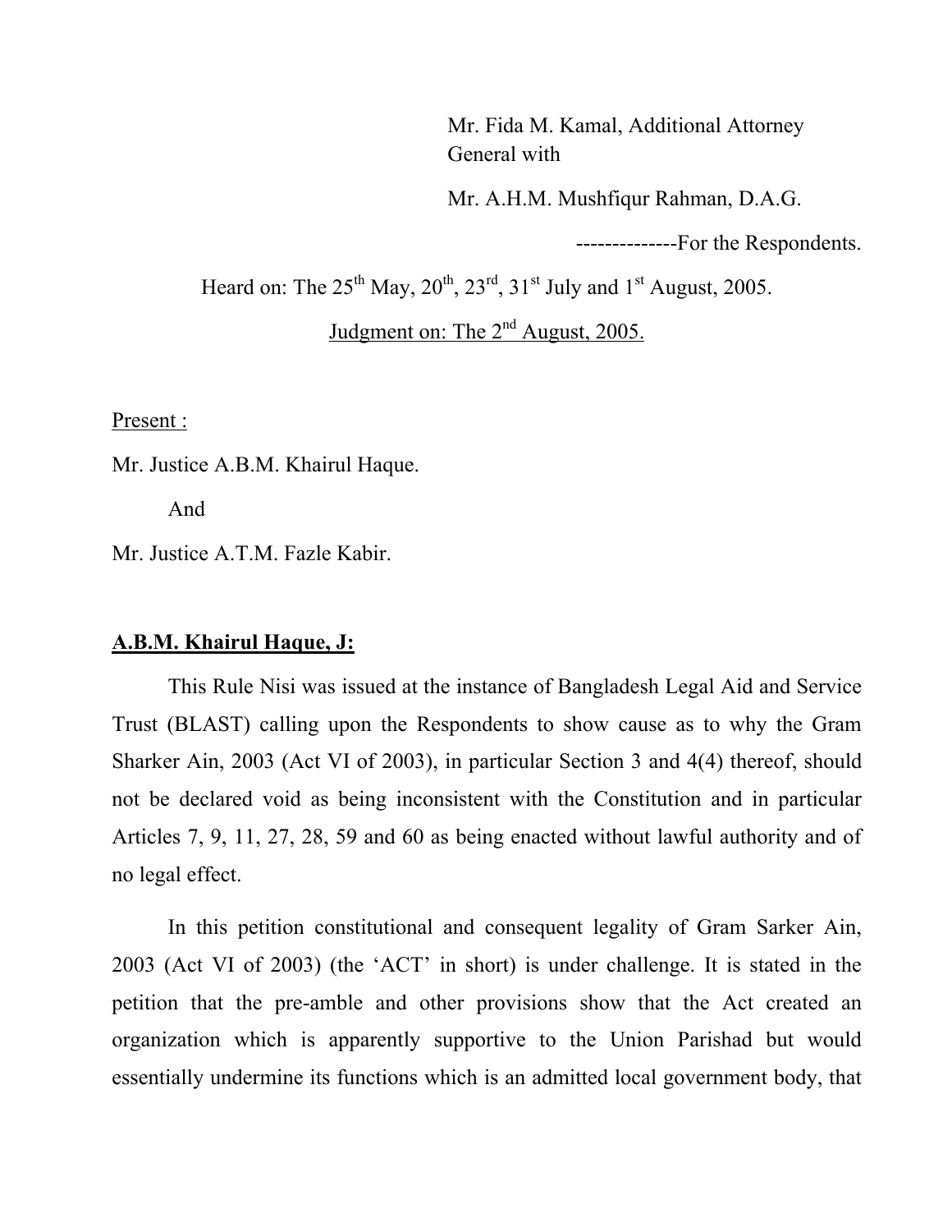Mr. Fida M. Kamal, Additional Attorney General with

Mr. A.H.M. Mushfiqur Rahman, D.A.G.

--------------For the Respondents.

Heard on: The 25th May, 20th, 23rd, 31st July and 1st August, 2005.

Judgment on: The 2nd August, 2005.

Present :

Mr. Justice A.B.M. Khairul Haque.

And

Mr. Justice A.T.M. Fazle Kabir.

**A.B.M. Khairul Haque, J:**

This Rule Nisi was issued at the instance of Bangladesh Legal Aid and Service Trust (BLAST) calling upon the Respondents to show cause as to why the Gram Sharker Ain, 2003 (Act VI of 2003), in particular Section 3 and 4(4) thereof, should not be declared void as being inconsistent with the Constitution and in particular Articles 7, 9, 11, 27, 28, 59 and 60 as being enacted without lawful authority and of no legal effect.

In this petition constitutional and consequent legality of Gram Sarker Ain, 2003 (Act VI of 2003) (the 'ACT' in short) is under challenge. It is stated in the petition that the pre-amble and other provisions show that the Act created an organization which is apparently supportive to the Union Parishad but would essentially undermine its functions which is an admitted local government body, that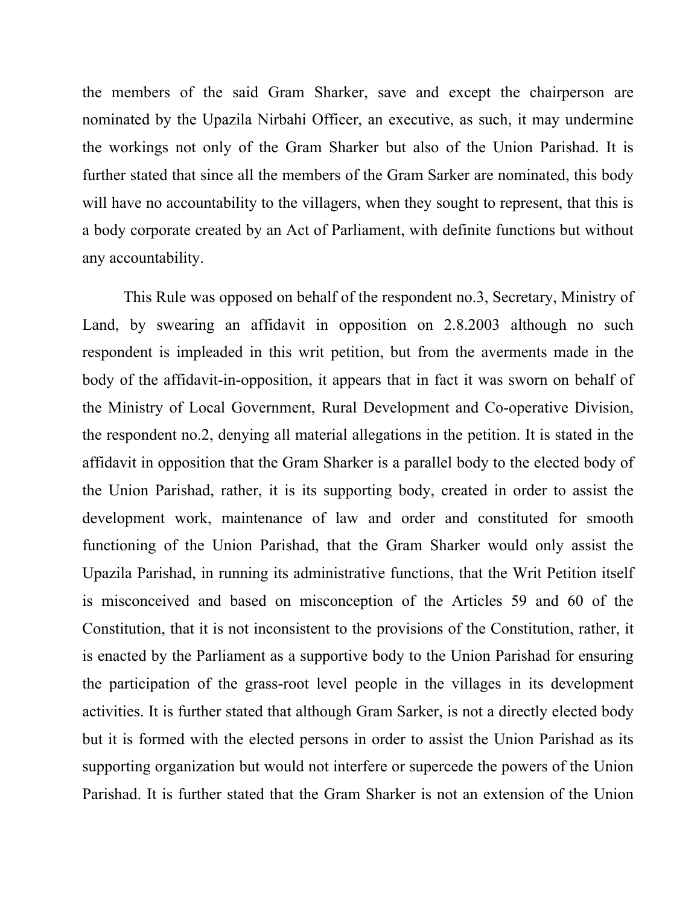the members of the said Gram Sharker, save and except the chairperson are nominated by the Upazila Nirbahi Officer, an executive, as such, it may undermine the workings not only of the Gram Sharker but also of the Union Parishad. It is further stated that since all the members of the Gram Sarker are nominated, this body will have no accountability to the villagers, when they sought to represent, that this is a body corporate created by an Act of Parliament, with definite functions but without any accountability.

This Rule was opposed on behalf of the respondent no.3, Secretary, Ministry of Land, by swearing an affidavit in opposition on 2.8.2003 although no such respondent is impleaded in this writ petition, but from the averments made in the body of the affidavit-in-opposition, it appears that in fact it was sworn on behalf of the Ministry of Local Government, Rural Development and Co-operative Division, the respondent no.2, denying all material allegations in the petition. It is stated in the affidavit in opposition that the Gram Sharker is a parallel body to the elected body of the Union Parishad, rather, it is its supporting body, created in order to assist the development work, maintenance of law and order and constituted for smooth functioning of the Union Parishad, that the Gram Sharker would only assist the Upazila Parishad, in running its administrative functions, that the Writ Petition itself is misconceived and based on misconception of the Articles 59 and 60 of the Constitution, that it is not inconsistent to the provisions of the Constitution, rather, it is enacted by the Parliament as a supportive body to the Union Parishad for ensuring the participation of the grass-root level people in the villages in its development activities. It is further stated that although Gram Sarker, is not a directly elected body but it is formed with the elected persons in order to assist the Union Parishad as its supporting organization but would not interfere or supercede the powers of the Union Parishad. It is further stated that the Gram Sharker is not an extension of the Union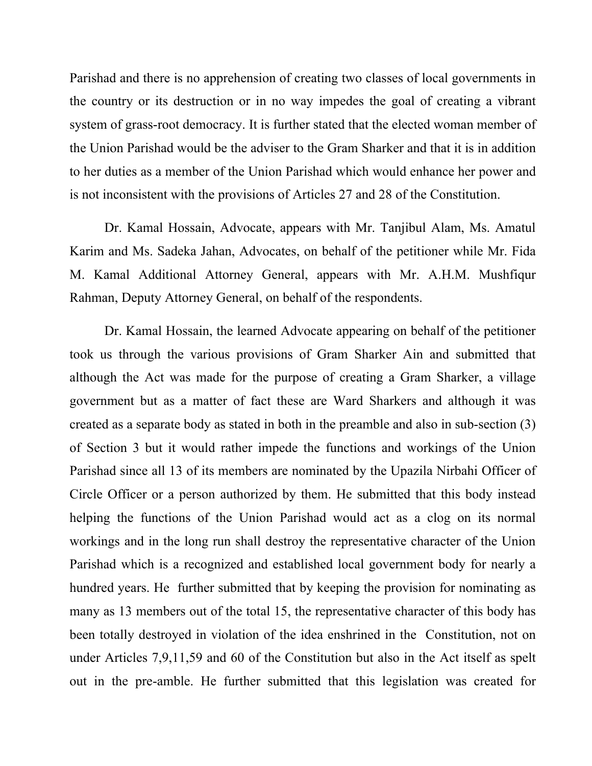Parishad and there is no apprehension of creating two classes of local governments in the country or its destruction or in no way impedes the goal of creating a vibrant system of grass-root democracy. It is further stated that the elected woman member of the Union Parishad would be the adviser to the Gram Sharker and that it is in addition to her duties as a member of the Union Parishad which would enhance her power and is not inconsistent with the provisions of Articles 27 and 28 of the Constitution.

Dr. Kamal Hossain, Advocate, appears with Mr. Tanjibul Alam, Ms. Amatul Karim and Ms. Sadeka Jahan, Advocates, on behalf of the petitioner while Mr. Fida M. Kamal Additional Attorney General, appears with Mr. A.H.M. Mushfiqur Rahman, Deputy Attorney General, on behalf of the respondents.

Dr. Kamal Hossain, the learned Advocate appearing on behalf of the petitioner took us through the various provisions of Gram Sharker Ain and submitted that although the Act was made for the purpose of creating a Gram Sharker, a village government but as a matter of fact these are Ward Sharkers and although it was created as a separate body as stated in both in the preamble and also in sub-section (3) of Section 3 but it would rather impede the functions and workings of the Union Parishad since all 13 of its members are nominated by the Upazila Nirbahi Officer of Circle Officer or a person authorized by them. He submitted that this body instead helping the functions of the Union Parishad would act as a clog on its normal workings and in the long run shall destroy the representative character of the Union Parishad which is a recognized and established local government body for nearly a hundred years. He further submitted that by keeping the provision for nominating as many as 13 members out of the total 15, the representative character of this body has been totally destroyed in violation of the idea enshrined in the Constitution, not on under Articles 7,9,11,59 and 60 of the Constitution but also in the Act itself as spelt out in the pre-amble. He further submitted that this legislation was created for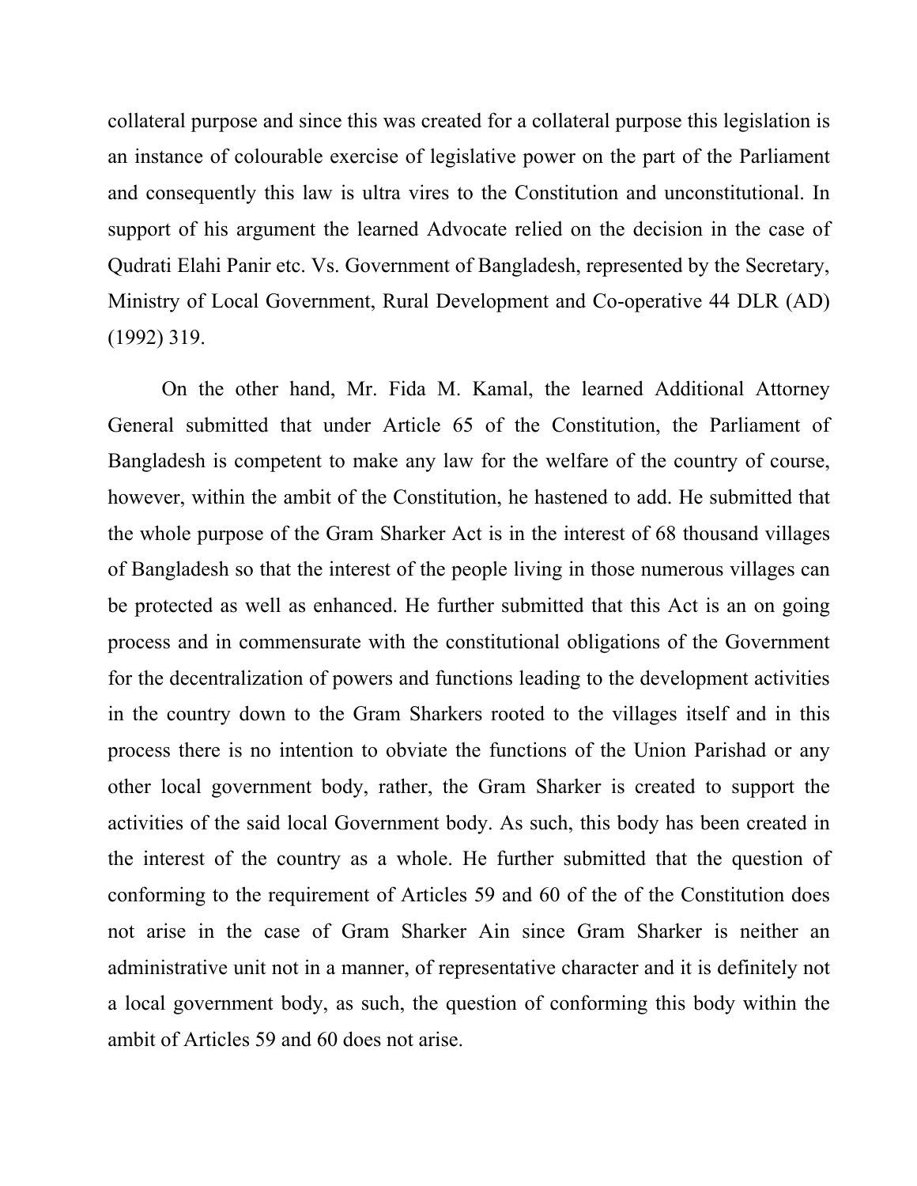collateral purpose and since this was created for a collateral purpose this legislation is an instance of colourable exercise of legislative power on the part of the Parliament and consequently this law is ultra vires to the Constitution and unconstitutional. In support of his argument the learned Advocate relied on the decision in the case of Qudrati Elahi Panir etc. Vs. Government of Bangladesh, represented by the Secretary, Ministry of Local Government, Rural Development and Co-operative 44 DLR (AD) (1992) 319.

On the other hand, Mr. Fida M. Kamal, the learned Additional Attorney General submitted that under Article 65 of the Constitution, the Parliament of Bangladesh is competent to make any law for the welfare of the country of course, however, within the ambit of the Constitution, he hastened to add. He submitted that the whole purpose of the Gram Sharker Act is in the interest of 68 thousand villages of Bangladesh so that the interest of the people living in those numerous villages can be protected as well as enhanced. He further submitted that this Act is an on going process and in commensurate with the constitutional obligations of the Government for the decentralization of powers and functions leading to the development activities in the country down to the Gram Sharkers rooted to the villages itself and in this process there is no intention to obviate the functions of the Union Parishad or any other local government body, rather, the Gram Sharker is created to support the activities of the said local Government body. As such, this body has been created in the interest of the country as a whole. He further submitted that the question of conforming to the requirement of Articles 59 and 60 of the of the Constitution does not arise in the case of Gram Sharker Ain since Gram Sharker is neither an administrative unit not in a manner, of representative character and it is definitely not a local government body, as such, the question of conforming this body within the ambit of Articles 59 and 60 does not arise.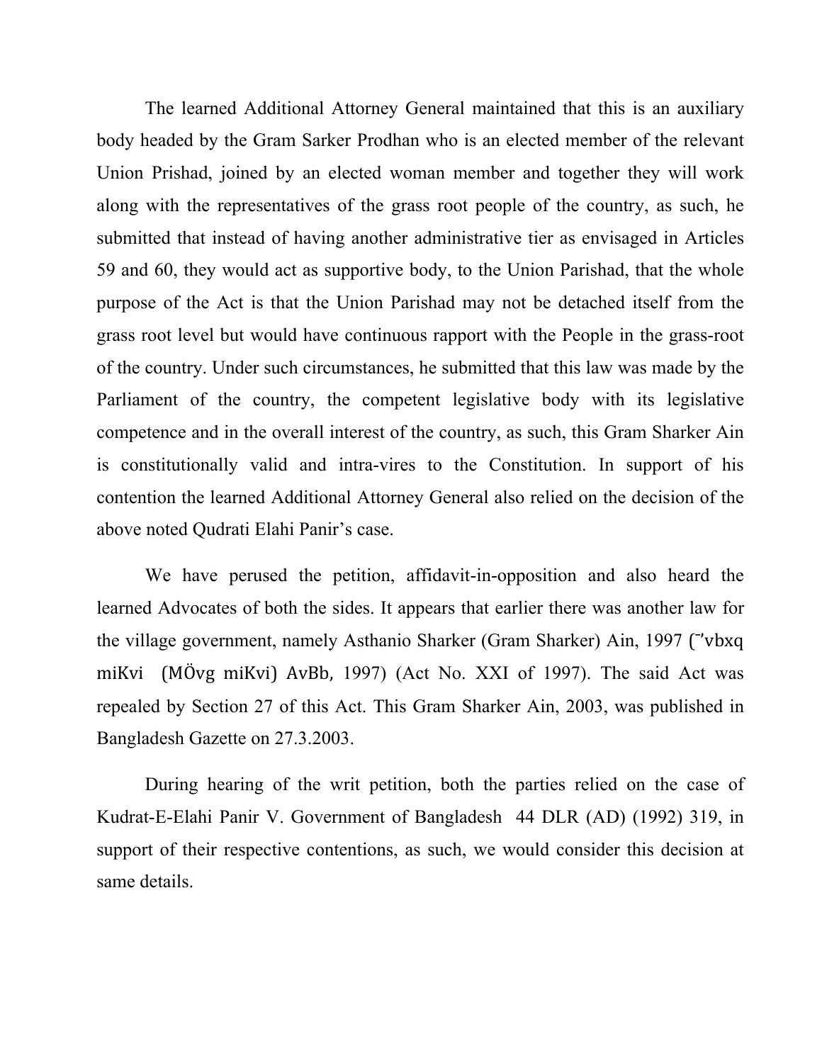The learned Additional Attorney General maintained that this is an auxiliary body headed by the Gram Sarker Prodhan who is an elected member of the relevant Union Prishad, joined by an elected woman member and together they will work along with the representatives of the grass root people of the country, as such, he submitted that instead of having another administrative tier as envisaged in Articles 59 and 60, they would act as supportive body, to the Union Parishad, that the whole purpose of the Act is that the Union Parishad may not be detached itself from the grass root level but would have continuous rapport with the People in the grass-root of the country. Under such circumstances, he submitted that this law was made by the Parliament of the country, the competent legislative body with its legislative competence and in the overall interest of the country, as such, this Gram Sharker Ain is constitutionally valid and intra-vires to the Constitution. In support of his contention the learned Additional Attorney General also relied on the decision of the above noted Qudrati Elahi Panir's case.

We have perused the petition, affidavit-in-opposition and also heard the learned Advocates of both the sides. It appears that earlier there was another law for the village government, namely Asthanio Sharker (Gram Sharker) Ain, 1997 (¯'vbxq miKvi (MÖvg miKvi) AvBb, 1997) (Act No. XXI of 1997). The said Act was repealed by Section 27 of this Act. This Gram Sharker Ain, 2003, was published in Bangladesh Gazette on 27.3.2003.

During hearing of the writ petition, both the parties relied on the case of Kudrat-E-Elahi Panir V. Government of Bangladesh 44 DLR (AD) (1992) 319, in support of their respective contentions, as such, we would consider this decision at same details.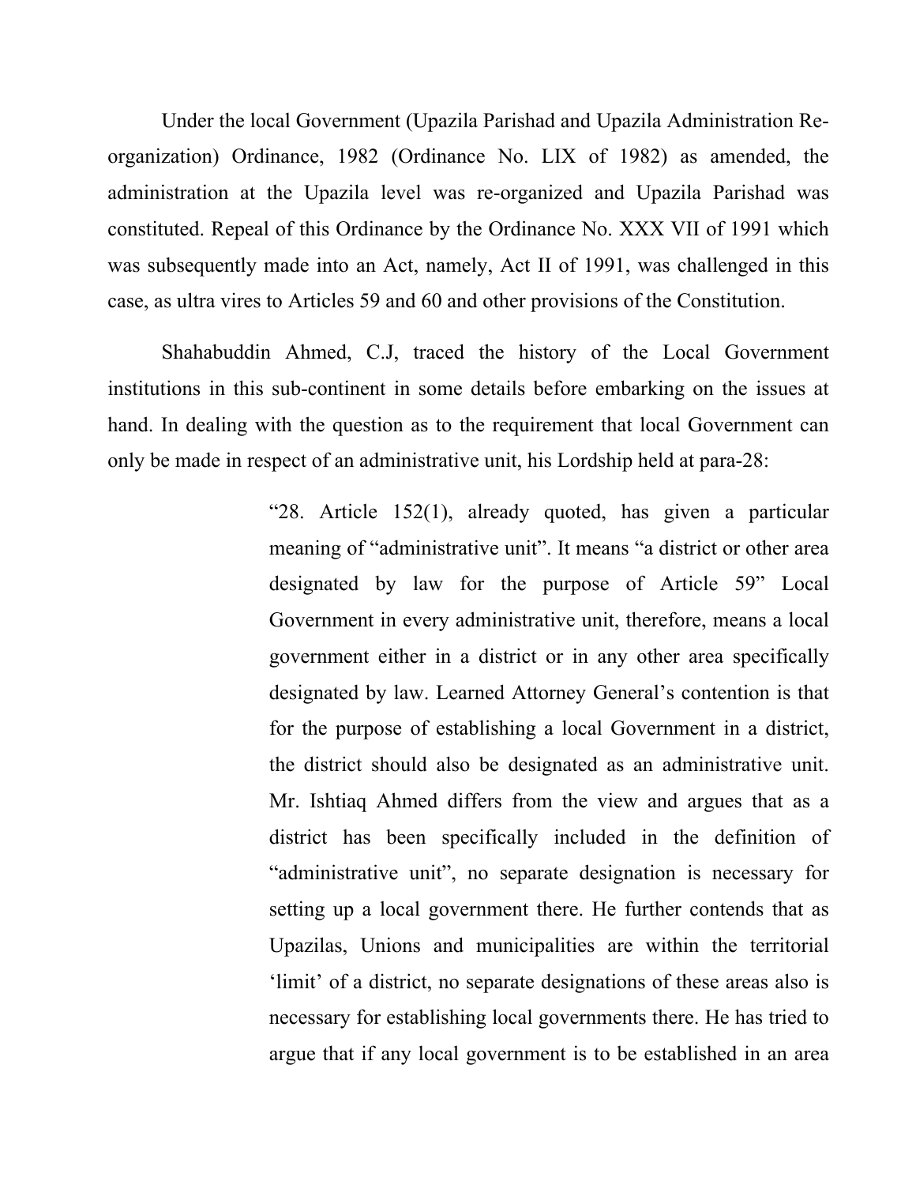Under the local Government (Upazila Parishad and Upazila Administration Re-organization) Ordinance, 1982 (Ordinance No. LIX of 1982) as amended, the administration at the Upazila level was re-organized and Upazila Parishad was constituted. Repeal of this Ordinance by the Ordinance No. XXX VII of 1991 which was subsequently made into an Act, namely, Act II of 1991, was challenged in this case, as ultra vires to Articles 59 and 60 and other provisions of the Constitution.

Shahabuddin Ahmed, C.J, traced the history of the Local Government institutions in this sub-continent in some details before embarking on the issues at hand. In dealing with the question as to the requirement that local Government can only be made in respect of an administrative unit, his Lordship held at para-28:

> "28. Article 152(1), already quoted, has given a particular meaning of "administrative unit". It means "a district or other area designated by law for the purpose of Article 59" Local Government in every administrative unit, therefore, means a local government either in a district or in any other area specifically designated by law. Learned Attorney General's contention is that for the purpose of establishing a local Government in a district, the district should also be designated as an administrative unit. Mr. Ishtiaq Ahmed differs from the view and argues that as a district has been specifically included in the definition of "administrative unit", no separate designation is necessary for setting up a local government there. He further contends that as Upazilas, Unions and municipalities are within the territorial 'limit' of a district, no separate designations of these areas also is necessary for establishing local governments there. He has tried to argue that if any local government is to be established in an area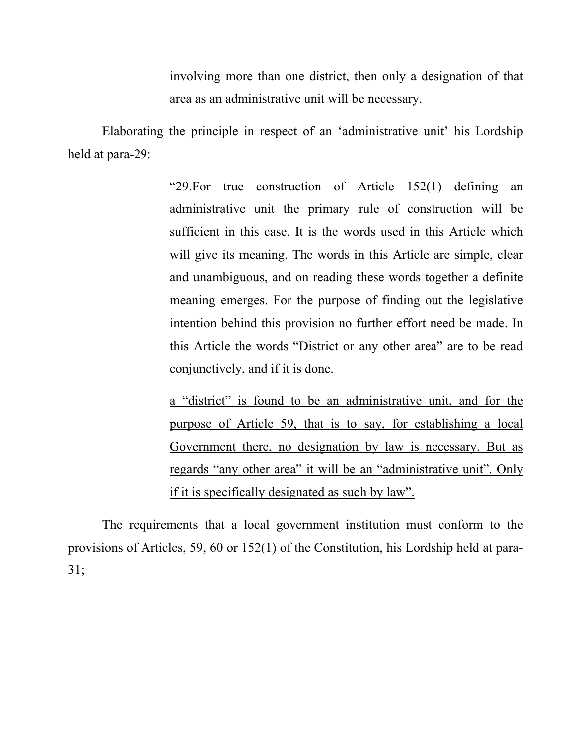> involving more than one district, then only a designation of that area as an administrative unit will be necessary.

Elaborating the principle in respect of an 'administrative unit' his Lordship held at para-29:

> "29.For true construction of Article 152(1) defining an administrative unit the primary rule of construction will be sufficient in this case. It is the words used in this Article which will give its meaning. The words in this Article are simple, clear and unambiguous, and on reading these words together a definite meaning emerges. For the purpose of finding out the legislative intention behind this provision no further effort need be made. In this Article the words "District or any other area" are to be read conjunctively, and if it is done.
>
> <u>a "district" is found to be an administrative unit, and for the purpose of Article 59, that is to say, for establishing a local Government there, no designation by law is necessary. But as regards "any other area" it will be an "administrative unit". Only if it is specifically designated as such by law".</u>

The requirements that a local government institution must conform to the provisions of Articles, 59, 60 or 152(1) of the Constitution, his Lordship held at para-31;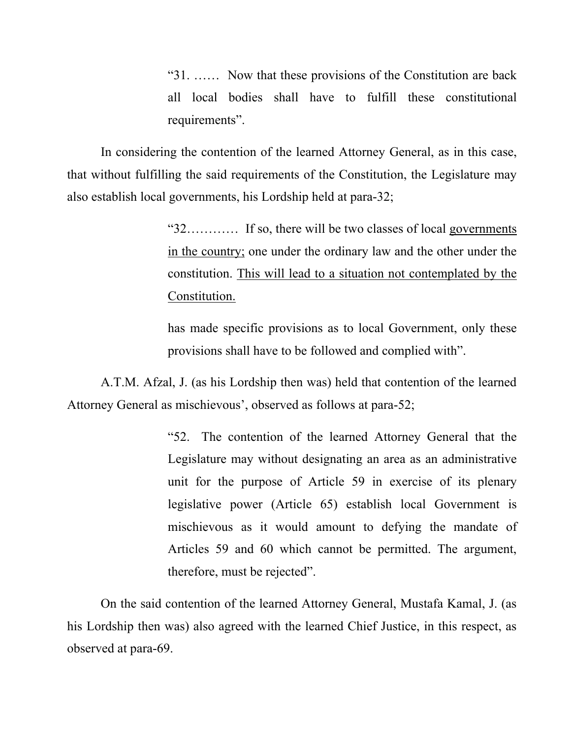> "31. …… Now that these provisions of the Constitution are back all local bodies shall have to fulfill these constitutional requirements".

In considering the contention of the learned Attorney General, as in this case, that without fulfilling the said requirements of the Constitution, the Legislature may also establish local governments, his Lordship held at para-32;

> "32………… If so, there will be two classes of local <u>governments in the country;</u> one under the ordinary law and the other under the constitution. <u>This will lead to a situation not contemplated by the Constitution.</u>
>
> has made specific provisions as to local Government, only these provisions shall have to be followed and complied with".

A.T.M. Afzal, J. (as his Lordship then was) held that contention of the learned Attorney General as mischievous', observed as follows at para-52;

> "52. The contention of the learned Attorney General that the Legislature may without designating an area as an administrative unit for the purpose of Article 59 in exercise of its plenary legislative power (Article 65) establish local Government is mischievous as it would amount to defying the mandate of Articles 59 and 60 which cannot be permitted. The argument, therefore, must be rejected".

On the said contention of the learned Attorney General, Mustafa Kamal, J. (as his Lordship then was) also agreed with the learned Chief Justice, in this respect, as observed at para-69.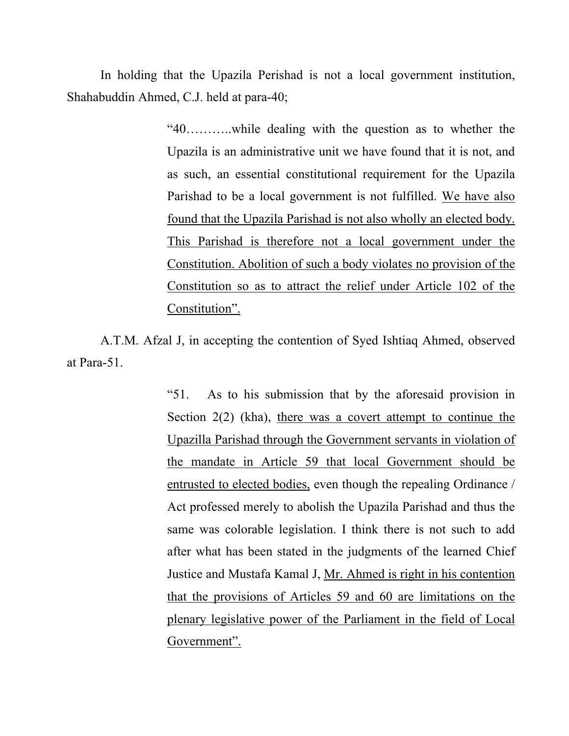In holding that the Upazila Perishad is not a local government institution, Shahabuddin Ahmed, C.J. held at para-40;

> "40………..while dealing with the question as to whether the Upazila is an administrative unit we have found that it is not, and as such, an essential constitutional requirement for the Upazila Parishad to be a local government is not fulfilled. <u>We have also found that the Upazila Parishad is not also wholly an elected body. This Parishad is therefore not a local government under the Constitution. Abolition of such a body violates no provision of the Constitution so as to attract the relief under Article 102 of the Constitution".</u>

A.T.M. Afzal J, in accepting the contention of Syed Ishtiaq Ahmed, observed at Para-51.

> "51. As to his submission that by the aforesaid provision in Section 2(2) (kha), <u>there was a covert attempt to continue the Upazilla Parishad through the Government servants in violation of the mandate in Article 59 that local Government should be entrusted to elected bodies,</u> even though the repealing Ordinance / Act professed merely to abolish the Upazila Parishad and thus the same was colorable legislation. I think there is not such to add after what has been stated in the judgments of the learned Chief Justice and Mustafa Kamal J, <u>Mr. Ahmed is right in his contention that the provisions of Articles 59 and 60 are limitations on the plenary legislative power of the Parliament in the field of Local Government".</u>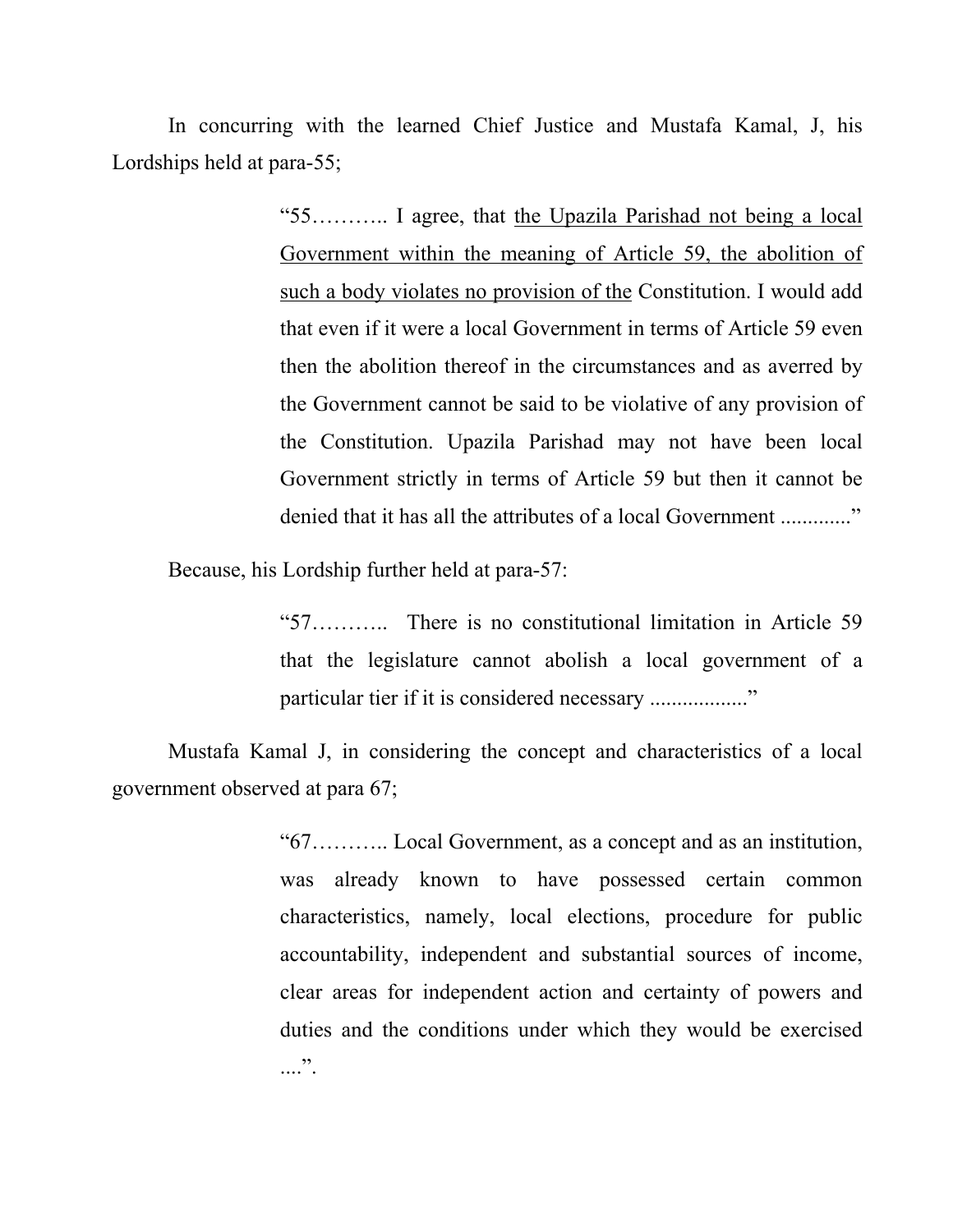In concurring with the learned Chief Justice and Mustafa Kamal, J, his Lordships held at para-55;

> "55……….. I agree, that <u>the Upazila Parishad not being a local Government within the meaning of Article 59, the abolition of such a body violates no provision of the</u> Constitution. I would add that even if it were a local Government in terms of Article 59 even then the abolition thereof in the circumstances and as averred by the Government cannot be said to be violative of any provision of the Constitution. Upazila Parishad may not have been local Government strictly in terms of Article 59 but then it cannot be denied that it has all the attributes of a local Government ............"

Because, his Lordship further held at para-57:

> "57……….. There is no constitutional limitation in Article 59 that the legislature cannot abolish a local government of a particular tier if it is considered necessary ................."

Mustafa Kamal J, in considering the concept and characteristics of a local government observed at para 67;

> "67……….. Local Government, as a concept and as an institution, was already known to have possessed certain common characteristics, namely, local elections, procedure for public accountability, independent and substantial sources of income, clear areas for independent action and certainty of powers and duties and the conditions under which they would be exercised ....".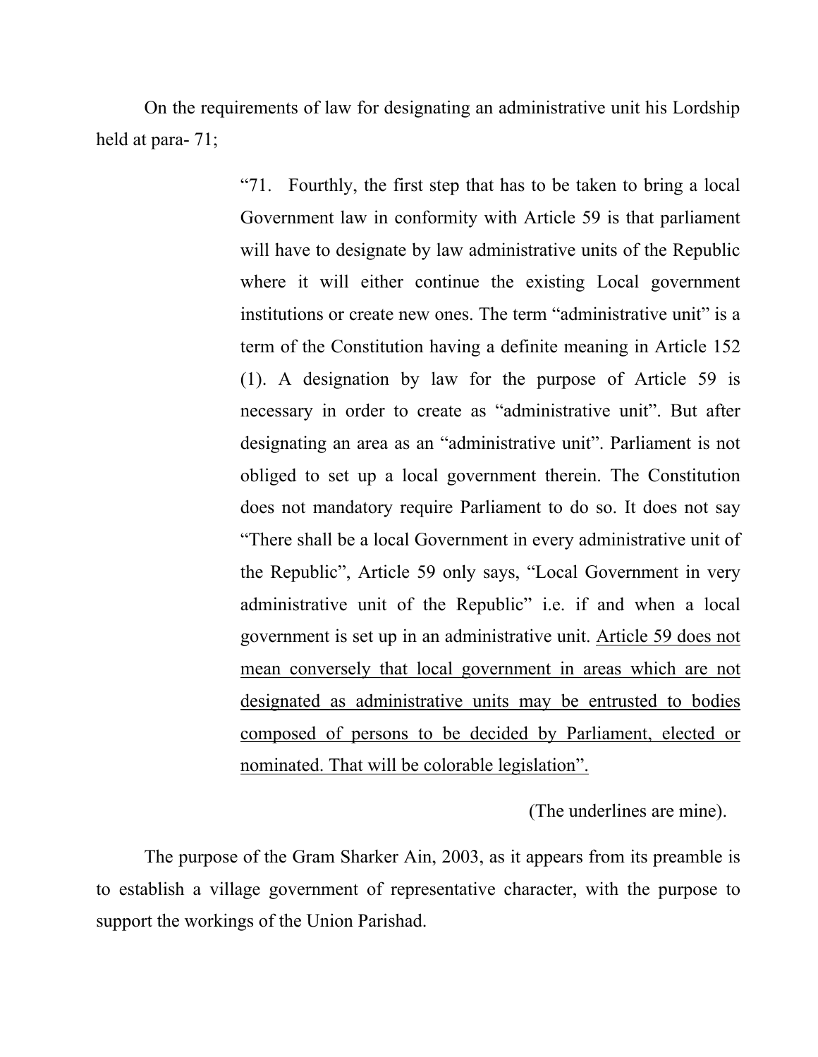On the requirements of law for designating an administrative unit his Lordship held at para- 71;

> "71. Fourthly, the first step that has to be taken to bring a local Government law in conformity with Article 59 is that parliament will have to designate by law administrative units of the Republic where it will either continue the existing Local government institutions or create new ones. The term "administrative unit" is a term of the Constitution having a definite meaning in Article 152 (1). A designation by law for the purpose of Article 59 is necessary in order to create as "administrative unit". But after designating an area as an "administrative unit". Parliament is not obliged to set up a local government therein. The Constitution does not mandatory require Parliament to do so. It does not say "There shall be a local Government in every administrative unit of the Republic", Article 59 only says, "Local Government in very administrative unit of the Republic" i.e. if and when a local government is set up in an administrative unit. <u>Article 59 does not mean conversely that local government in areas which are not designated as administrative units may be entrusted to bodies composed of persons to be decided by Parliament, elected or nominated. That will be colorable legislation".</u>

(The underlines are mine).

The purpose of the Gram Sharker Ain, 2003, as it appears from its preamble is to establish a village government of representative character, with the purpose to support the workings of the Union Parishad.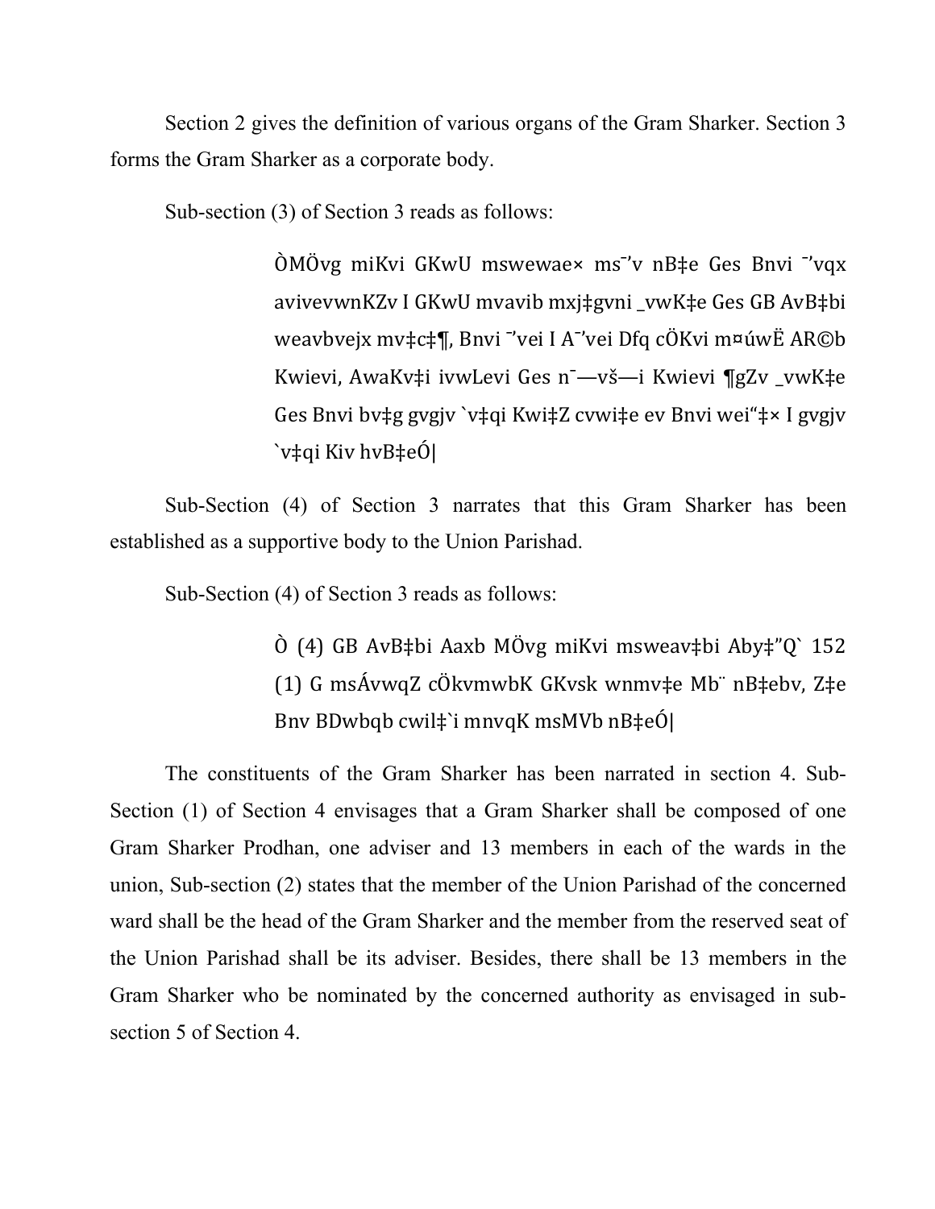Section 2 gives the definition of various organs of the Gram Sharker. Section 3 forms the Gram Sharker as a corporate body.

Sub-section (3) of Section 3 reads as follows:

> ÒMÖvg miKvi GKwU mswewae× ms¯'v nB‡e Ges Bnvi ¯'vqx avivevwnKZv I GKwU mvavib mxj‡gvni _vwK‡e Ges GB AvB‡bi weavbvejx mv‡c‡¶, Bnvi ¯'vei I A¯'vei Dfq cÖKvi m¤úwË AR©b Kwievi, AwaKv‡i ivwLevi Ges n¯—vš—i Kwievi ¶gZv _vwK‡e Ges Bnvi bv‡g gvgjv `v‡qi Kwi‡Z cvwi‡e ev Bnvi wei"‡× I gvgjv `v‡qi Kiv hvB‡eÓ|

Sub-Section (4) of Section 3 narrates that this Gram Sharker has been established as a supportive body to the Union Parishad.

Sub-Section (4) of Section 3 reads as follows:

> Ò (4) GB AvB‡bi Aaxb MÖvg miKvi msweav‡bi Aby‡"Q` 152 (1) G msÁvwqZ cÖkvmwbK GKvsk wnmv‡e Mb¨ nB‡ebv, Z‡e Bnv BDwbqb cwil‡`i mnvqK msMVb nB‡eÓ|

The constituents of the Gram Sharker has been narrated in section 4. Sub-Section (1) of Section 4 envisages that a Gram Sharker shall be composed of one Gram Sharker Prodhan, one adviser and 13 members in each of the wards in the union, Sub-section (2) states that the member of the Union Parishad of the concerned ward shall be the head of the Gram Sharker and the member from the reserved seat of the Union Parishad shall be its adviser. Besides, there shall be 13 members in the Gram Sharker who be nominated by the concerned authority as envisaged in sub-section 5 of Section 4.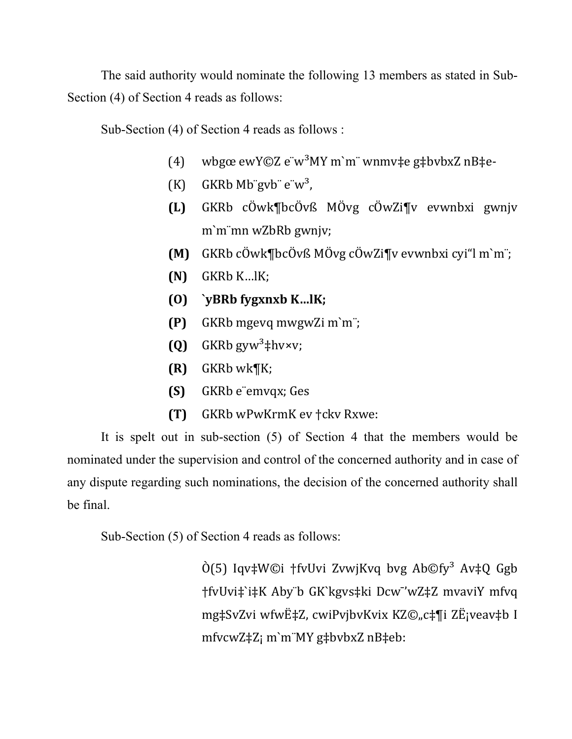The said authority would nominate the following 13 members as stated in Sub-Section (4) of Section 4 reads as follows:

Sub-Section (4) of Section 4 reads as follows :

> (4) wbgœ ewY©Z e¨w³MY m`m¨ wnmv‡e g‡bvbxZ nB‡e-
>
> (K) GKRb Mb¨gvb¨ e¨w³,
>
> **(L)** GKRb cÖwk¶bcÖvß MÖvg cÖwZi¶v evwnbxi gwnjv m`m¨mn wZbRb gwnjv;
>
> **(M)** GKRb cÖwk¶bcÖvß MÖvg cÖwZi¶v evwnbxi cyi"l m`m¨;
>
> **(N)** GKRb K…lK;
>
> **(O)** **`yBRb fygxnxb K…lK;**
>
> **(P)** GKRb mgevq mwgwZi m`m¨;
>
> **(Q)** GKRb gyw³‡hv×v;
>
> **(R)** GKRb wk¶K;
>
> **(S)** GKRb e¨emvqx; Ges
>
> **(T)** GKRb wPwKrmK ev †ckv Rxwe:

It is spelt out in sub-section (5) of Section 4 that the members would be nominated under the supervision and control of the concerned authority and in case of any dispute regarding such nominations, the decision of the concerned authority shall be final.

Sub-Section (5) of Section 4 reads as follows:

> Ò(5) Iqv‡W©i †fvUvi ZvwjKvq bvg Ab©fy³ Av‡Q Ggb †fvUvi‡`i‡K Aby¨b GK`kgvs‡ki Dcw¯’wZ‡Z mvaviY mfvq mg‡SvZvi wfwË‡Z, cwiPvjbvKvix KZ©„c‡¶i ZË¡veav‡b I mfvcwZ‡Z¡ m`m¨MY g‡bvbxZ nB‡eb: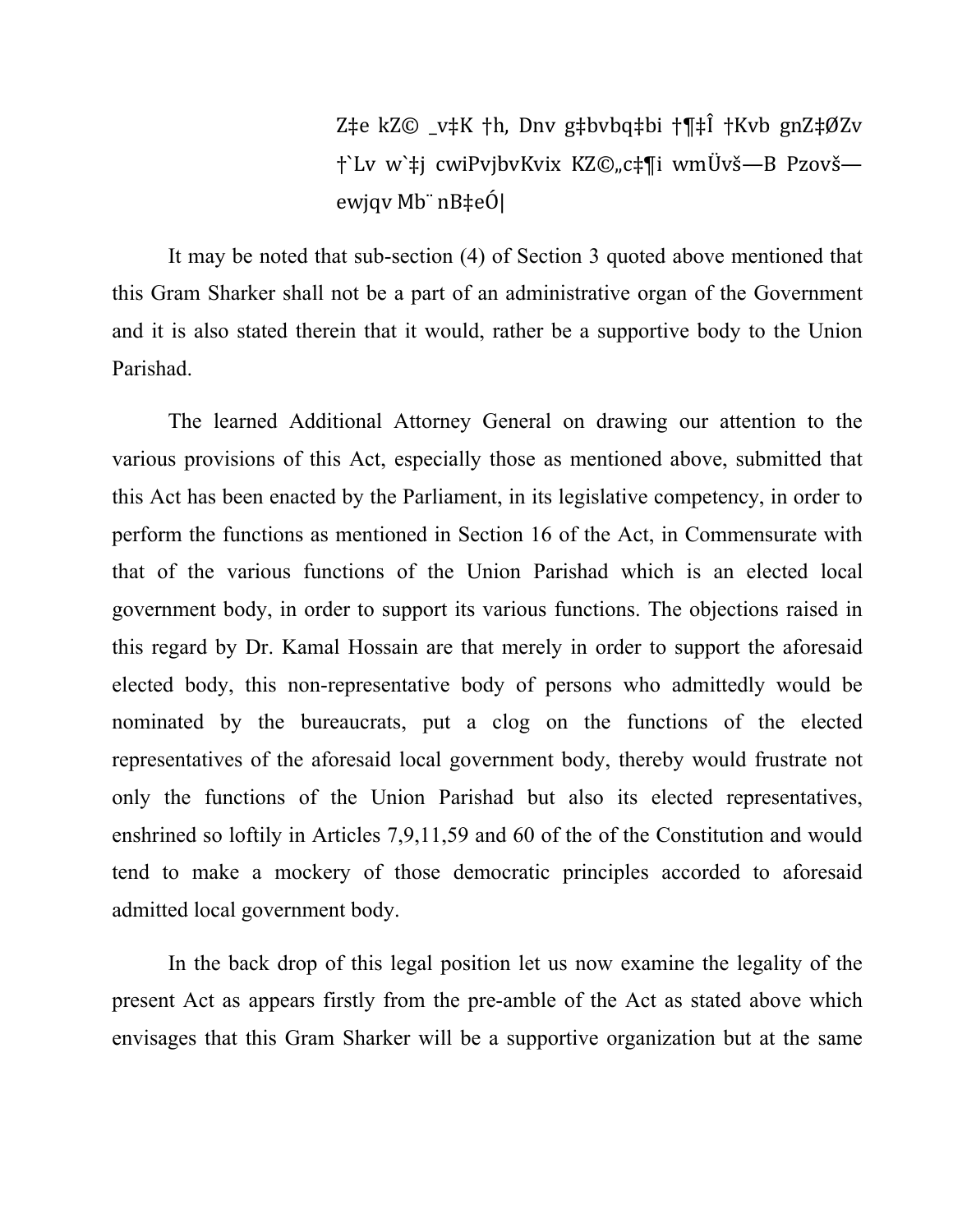Z‡e kZ© _v‡K †h, Dnv g‡bvbq‡bi †¶‡Î †Kvb gnZ‡ØZv †`Lv w`‡j cwiPvjbvKvix KZ©„c‡¶i wmÜvš—B Pzovš— ewjqv Mb¨ nB‡eÓ|

It may be noted that sub-section (4) of Section 3 quoted above mentioned that this Gram Sharker shall not be a part of an administrative organ of the Government and it is also stated therein that it would, rather be a supportive body to the Union Parishad.

The learned Additional Attorney General on drawing our attention to the various provisions of this Act, especially those as mentioned above, submitted that this Act has been enacted by the Parliament, in its legislative competency, in order to perform the functions as mentioned in Section 16 of the Act, in Commensurate with that of the various functions of the Union Parishad which is an elected local government body, in order to support its various functions. The objections raised in this regard by Dr. Kamal Hossain are that merely in order to support the aforesaid elected body, this non-representative body of persons who admittedly would be nominated by the bureaucrats, put a clog on the functions of the elected representatives of the aforesaid local government body, thereby would frustrate not only the functions of the Union Parishad but also its elected representatives, enshrined so loftily in Articles 7,9,11,59 and 60 of the of the Constitution and would tend to make a mockery of those democratic principles accorded to aforesaid admitted local government body.

In the back drop of this legal position let us now examine the legality of the present Act as appears firstly from the pre-amble of the Act as stated above which envisages that this Gram Sharker will be a supportive organization but at the same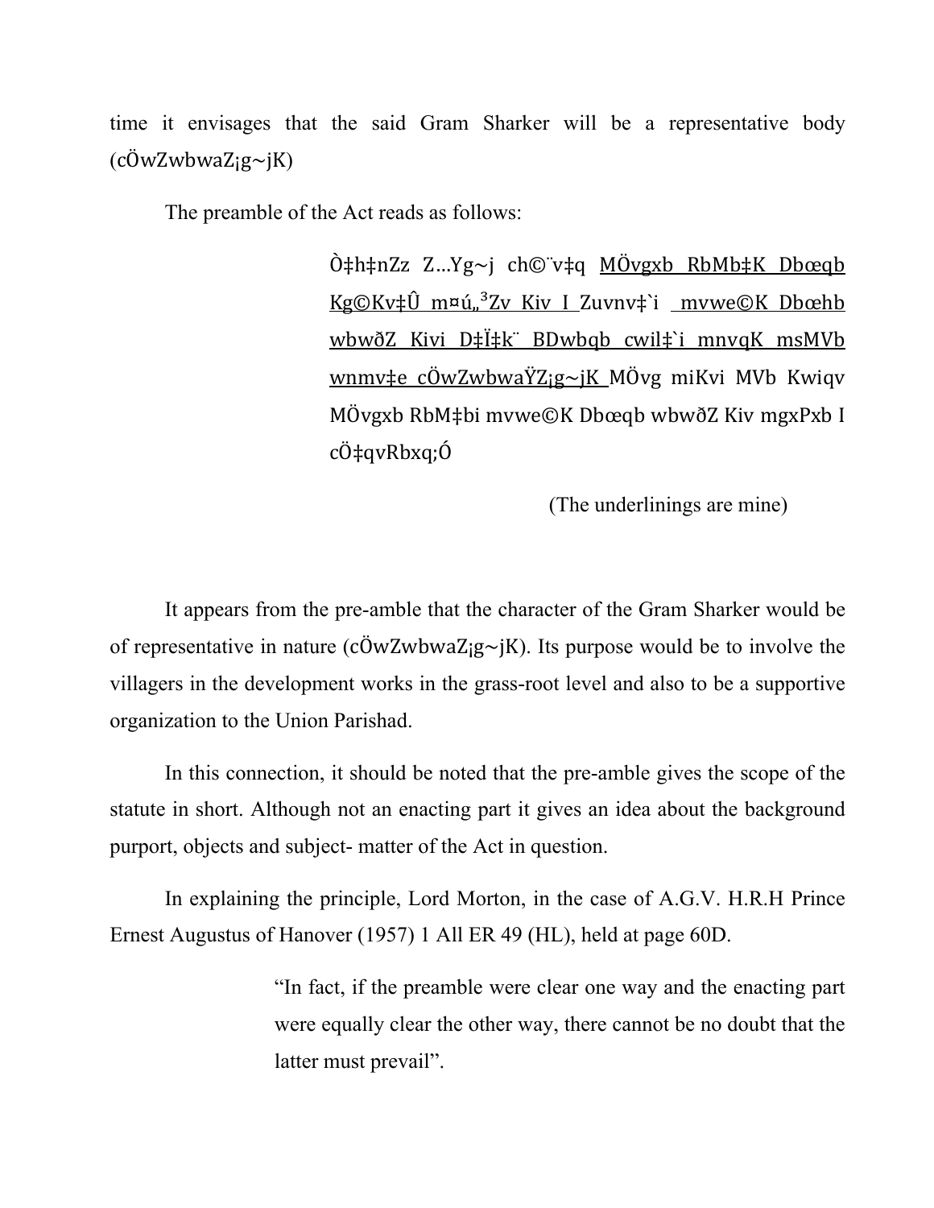time it envisages that the said Gram Sharker will be a representative body (cÖwZwbwaZ¡g~jK)

The preamble of the Act reads as follows:

> Ò‡h‡nZz Z…Yg~j ch©¨v‡q <u>MÖvgxb RbMb‡K Dbœqb Kg©Kv‡Û m¤ú„³Zv Kiv I</u> Zuvnv‡`i <u>mvwe©K Dbœhb wbwðZ Kivi D‡Ï‡k¨ BDwbqb cwil‡`i mnvqK msMVb wnmv‡e cÖwZwbwaŸZ¡g~jK</u> MÖvg miKvi MVb Kwiqv MÖvgxb RbM‡bi mvwe©K Dbœqb wbwðZ Kiv mgxPxb I cÖ‡qvRbxq;Ó
>
> (The underlinings are mine)

It appears from the pre-amble that the character of the Gram Sharker would be of representative in nature (cÖwZwbwaZ¡g~jK). Its purpose would be to involve the villagers in the development works in the grass-root level and also to be a supportive organization to the Union Parishad.

In this connection, it should be noted that the pre-amble gives the scope of the statute in short. Although not an enacting part it gives an idea about the background purport, objects and subject- matter of the Act in question.

In explaining the principle, Lord Morton, in the case of A.G.V. H.R.H Prince Ernest Augustus of Hanover (1957) 1 All ER 49 (HL), held at page 60D.

> "In fact, if the preamble were clear one way and the enacting part were equally clear the other way, there cannot be no doubt that the latter must prevail".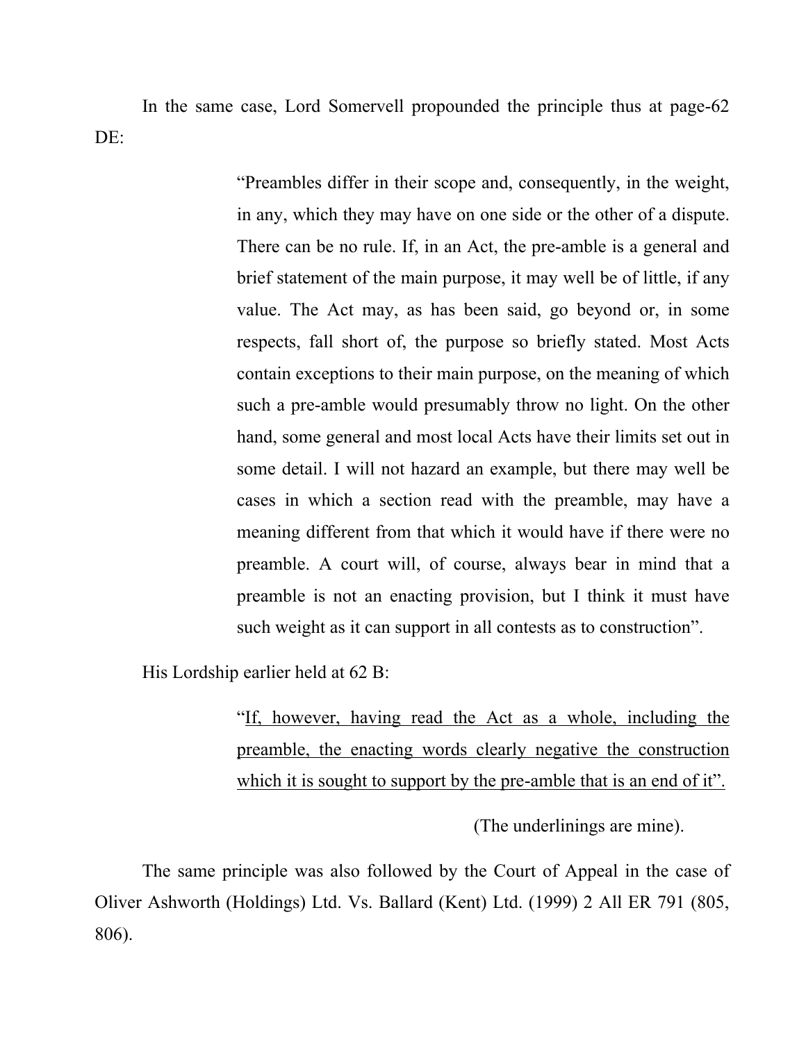In the same case, Lord Somervell propounded the principle thus at page-62 DE:

> "Preambles differ in their scope and, consequently, in the weight, in any, which they may have on one side or the other of a dispute. There can be no rule. If, in an Act, the pre-amble is a general and brief statement of the main purpose, it may well be of little, if any value. The Act may, as has been said, go beyond or, in some respects, fall short of, the purpose so briefly stated. Most Acts contain exceptions to their main purpose, on the meaning of which such a pre-amble would presumably throw no light. On the other hand, some general and most local Acts have their limits set out in some detail. I will not hazard an example, but there may well be cases in which a section read with the preamble, may have a meaning different from that which it would have if there were no preamble. A court will, of course, always bear in mind that a preamble is not an enacting provision, but I think it must have such weight as it can support in all contests as to construction".

His Lordship earlier held at 62 B:

> "<u>If, however, having read the Act as a whole, including the preamble, the enacting words clearly negative the construction which it is sought to support by the pre-amble that is an end of it".</u>
>
> (The underlinings are mine).

The same principle was also followed by the Court of Appeal in the case of Oliver Ashworth (Holdings) Ltd. Vs. Ballard (Kent) Ltd. (1999) 2 All ER 791 (805, 806).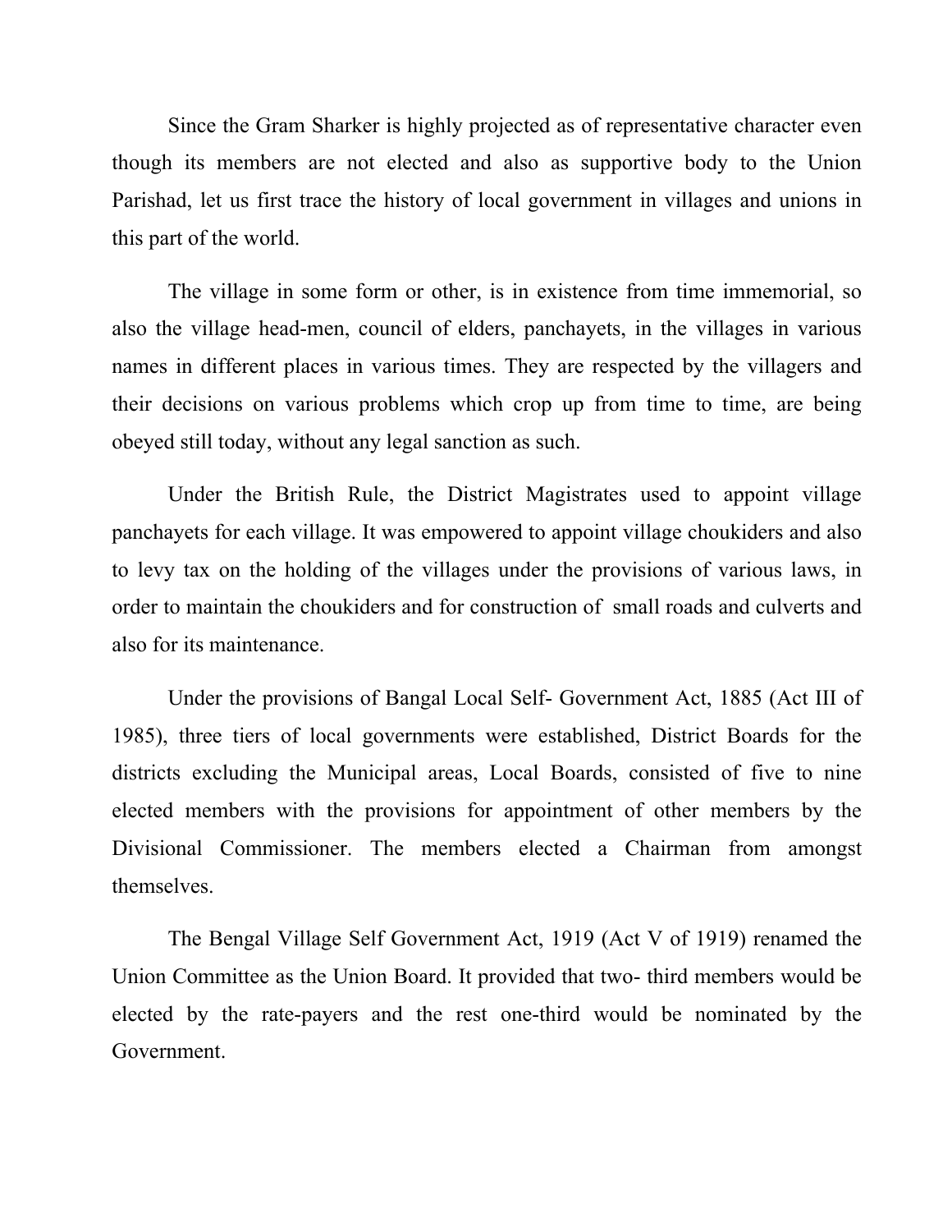Since the Gram Sharker is highly projected as of representative character even though its members are not elected and also as supportive body to the Union Parishad, let us first trace the history of local government in villages and unions in this part of the world.

The village in some form or other, is in existence from time immemorial, so also the village head-men, council of elders, panchayets, in the villages in various names in different places in various times. They are respected by the villagers and their decisions on various problems which crop up from time to time, are being obeyed still today, without any legal sanction as such.

Under the British Rule, the District Magistrates used to appoint village panchayets for each village. It was empowered to appoint village choukiders and also to levy tax on the holding of the villages under the provisions of various laws, in order to maintain the choukiders and for construction of small roads and culverts and also for its maintenance.

Under the provisions of Bangal Local Self- Government Act, 1885 (Act III of 1985), three tiers of local governments were established, District Boards for the districts excluding the Municipal areas, Local Boards, consisted of five to nine elected members with the provisions for appointment of other members by the Divisional Commissioner. The members elected a Chairman from amongst themselves.

The Bengal Village Self Government Act, 1919 (Act V of 1919) renamed the Union Committee as the Union Board. It provided that two- third members would be elected by the rate-payers and the rest one-third would be nominated by the Government.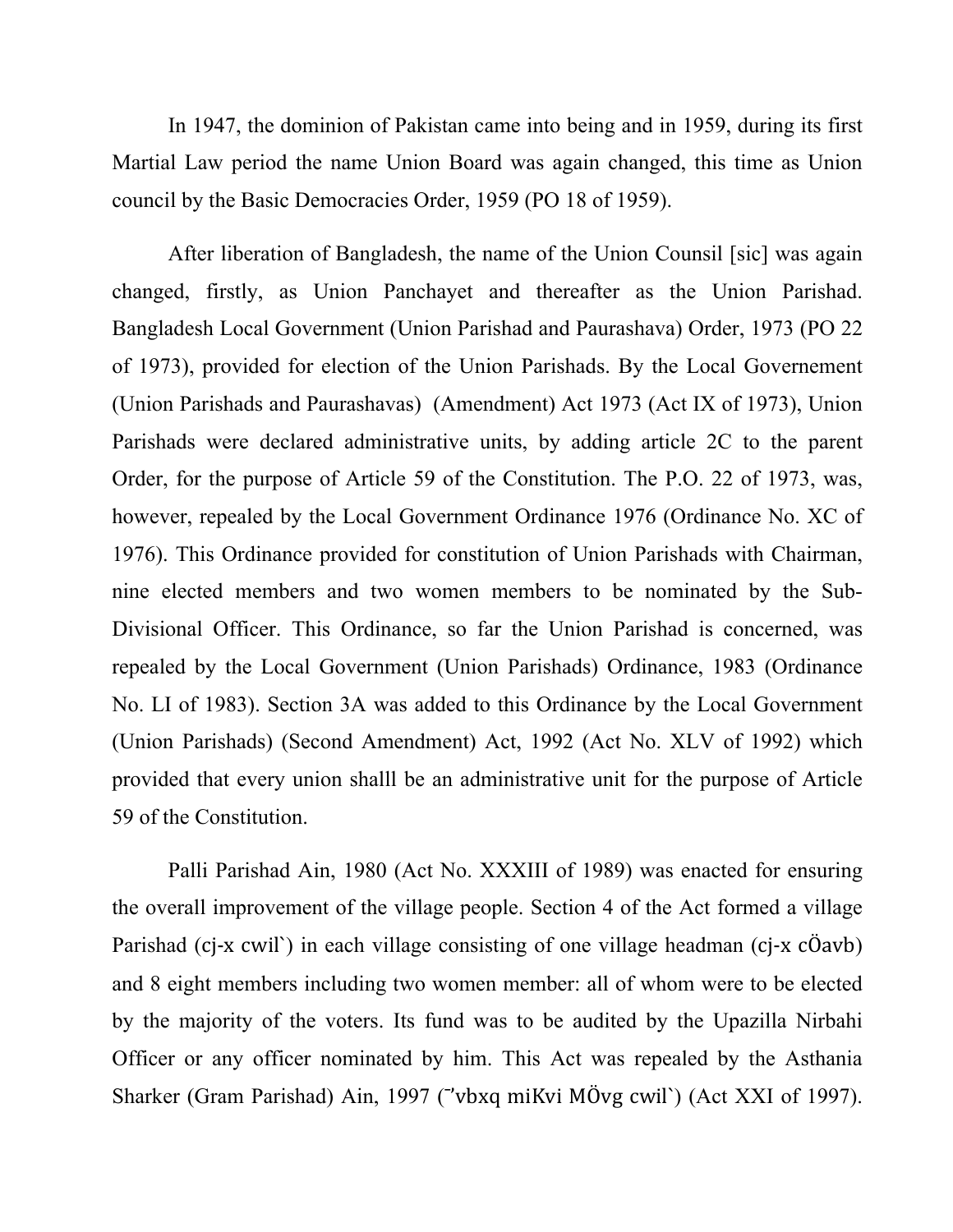In 1947, the dominion of Pakistan came into being and in 1959, during its first Martial Law period the name Union Board was again changed, this time as Union council by the Basic Democracies Order, 1959 (PO 18 of 1959).

After liberation of Bangladesh, the name of the Union Counsil [sic] was again changed, firstly, as Union Panchayet and thereafter as the Union Parishad. Bangladesh Local Government (Union Parishad and Paurashava) Order, 1973 (PO 22 of 1973), provided for election of the Union Parishads. By the Local Governement (Union Parishads and Paurashavas) (Amendment) Act 1973 (Act IX of 1973), Union Parishads were declared administrative units, by adding article 2C to the parent Order, for the purpose of Article 59 of the Constitution. The P.O. 22 of 1973, was, however, repealed by the Local Government Ordinance 1976 (Ordinance No. XC of 1976). This Ordinance provided for constitution of Union Parishads with Chairman, nine elected members and two women members to be nominated by the Sub-Divisional Officer. This Ordinance, so far the Union Parishad is concerned, was repealed by the Local Government (Union Parishads) Ordinance, 1983 (Ordinance No. LI of 1983). Section 3A was added to this Ordinance by the Local Government (Union Parishads) (Second Amendment) Act, 1992 (Act No. XLV of 1992) which provided that every union shalll be an administrative unit for the purpose of Article 59 of the Constitution.

Palli Parishad Ain, 1980 (Act No. XXXIII of 1989) was enacted for ensuring the overall improvement of the village people. Section 4 of the Act formed a village Parishad (cj-x cwil`) in each village consisting of one village headman (cj-x cÖavb) and 8 eight members including two women member: all of whom were to be elected by the majority of the voters. Its fund was to be audited by the Upazilla Nirbahi Officer or any officer nominated by him. This Act was repealed by the Asthania Sharker (Gram Parishad) Ain, 1997 (¯'vbxq miKvi MÖvg cwil`) (Act XXI of 1997).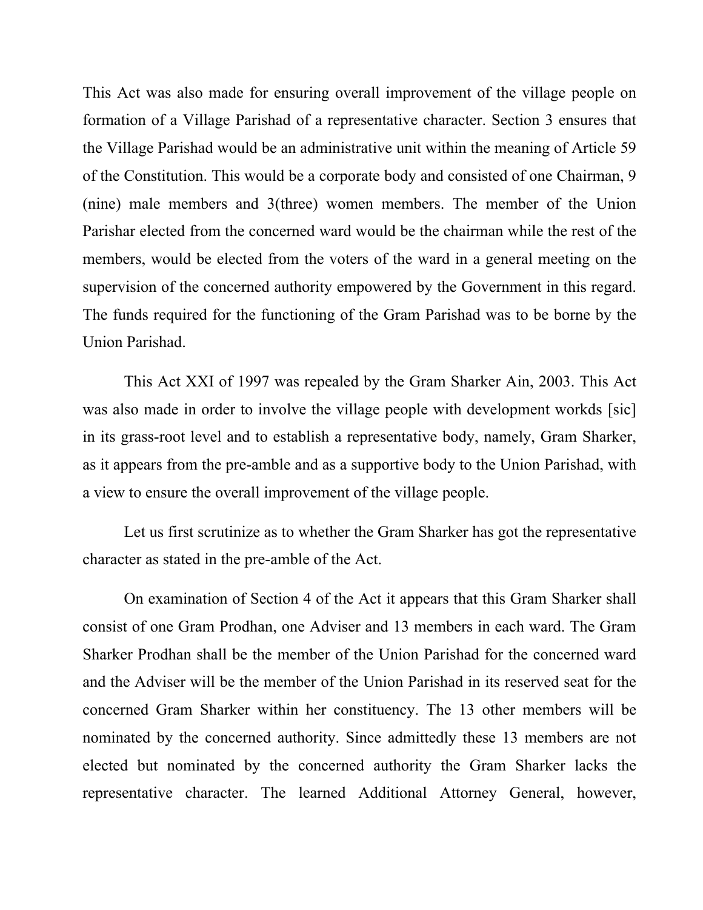This Act was also made for ensuring overall improvement of the village people on formation of a Village Parishad of a representative character. Section 3 ensures that the Village Parishad would be an administrative unit within the meaning of Article 59 of the Constitution. This would be a corporate body and consisted of one Chairman, 9 (nine) male members and 3(three) women members. The member of the Union Parishar elected from the concerned ward would be the chairman while the rest of the members, would be elected from the voters of the ward in a general meeting on the supervision of the concerned authority empowered by the Government in this regard. The funds required for the functioning of the Gram Parishad was to be borne by the Union Parishad.

This Act XXI of 1997 was repealed by the Gram Sharker Ain, 2003. This Act was also made in order to involve the village people with development workds [sic] in its grass-root level and to establish a representative body, namely, Gram Sharker, as it appears from the pre-amble and as a supportive body to the Union Parishad, with a view to ensure the overall improvement of the village people.

Let us first scrutinize as to whether the Gram Sharker has got the representative character as stated in the pre-amble of the Act.

On examination of Section 4 of the Act it appears that this Gram Sharker shall consist of one Gram Prodhan, one Adviser and 13 members in each ward. The Gram Sharker Prodhan shall be the member of the Union Parishad for the concerned ward and the Adviser will be the member of the Union Parishad in its reserved seat for the concerned Gram Sharker within her constituency. The 13 other members will be nominated by the concerned authority. Since admittedly these 13 members are not elected but nominated by the concerned authority the Gram Sharker lacks the representative character. The learned Additional Attorney General, however,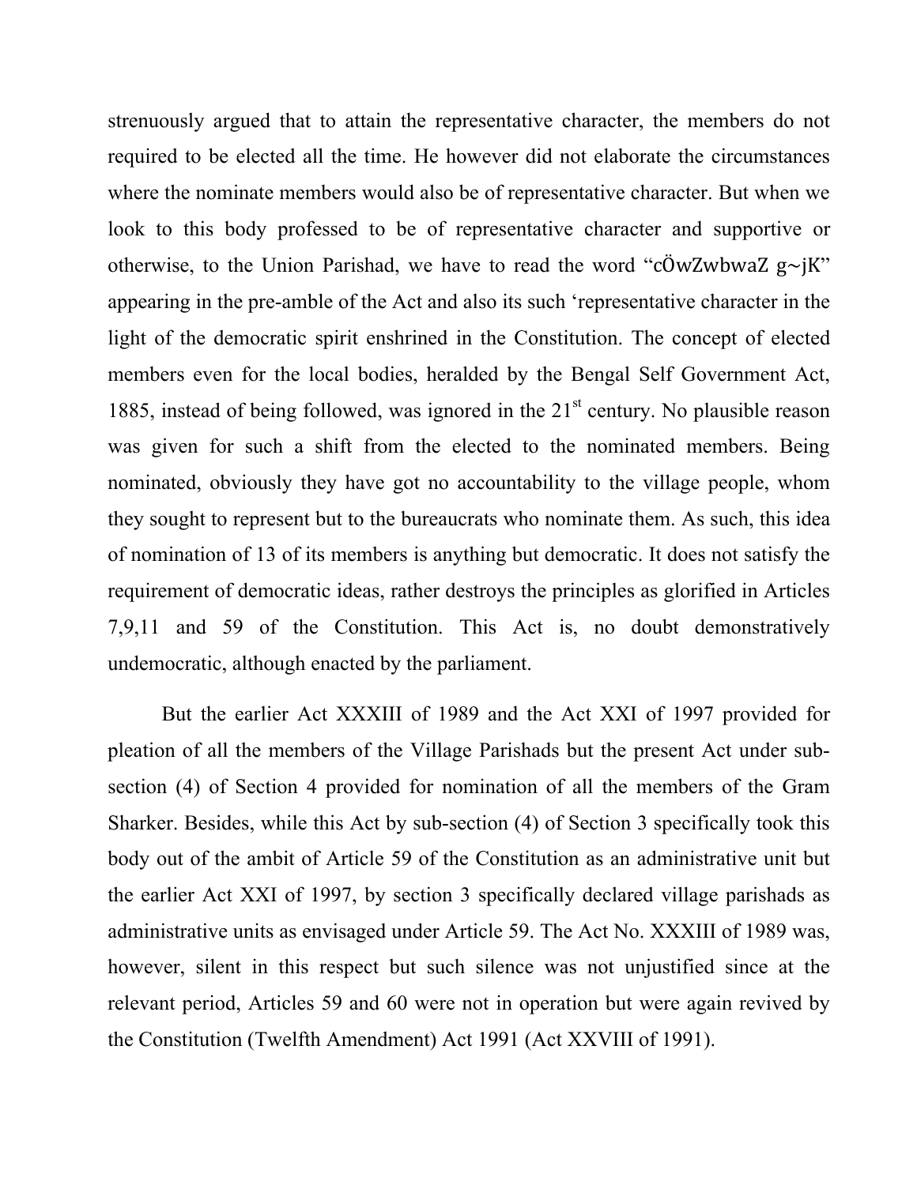strenuously argued that to attain the representative character, the members do not required to be elected all the time. He however did not elaborate the circumstances where the nominate members would also be of representative character. But when we look to this body professed to be of representative character and supportive or otherwise, to the Union Parishad, we have to read the word "cÖwZwbwaZ g~jK" appearing in the pre-amble of the Act and also its such 'representative character in the light of the democratic spirit enshrined in the Constitution. The concept of elected members even for the local bodies, heralded by the Bengal Self Government Act, 1885, instead of being followed, was ignored in the 21st century. No plausible reason was given for such a shift from the elected to the nominated members. Being nominated, obviously they have got no accountability to the village people, whom they sought to represent but to the bureaucrats who nominate them. As such, this idea of nomination of 13 of its members is anything but democratic. It does not satisfy the requirement of democratic ideas, rather destroys the principles as glorified in Articles 7,9,11 and 59 of the Constitution. This Act is, no doubt demonstratively undemocratic, although enacted by the parliament.

But the earlier Act XXXIII of 1989 and the Act XXI of 1997 provided for pleation of all the members of the Village Parishads but the present Act under sub-section (4) of Section 4 provided for nomination of all the members of the Gram Sharker. Besides, while this Act by sub-section (4) of Section 3 specifically took this body out of the ambit of Article 59 of the Constitution as an administrative unit but the earlier Act XXI of 1997, by section 3 specifically declared village parishads as administrative units as envisaged under Article 59. The Act No. XXXIII of 1989 was, however, silent in this respect but such silence was not unjustified since at the relevant period, Articles 59 and 60 were not in operation but were again revived by the Constitution (Twelfth Amendment) Act 1991 (Act XXVIII of 1991).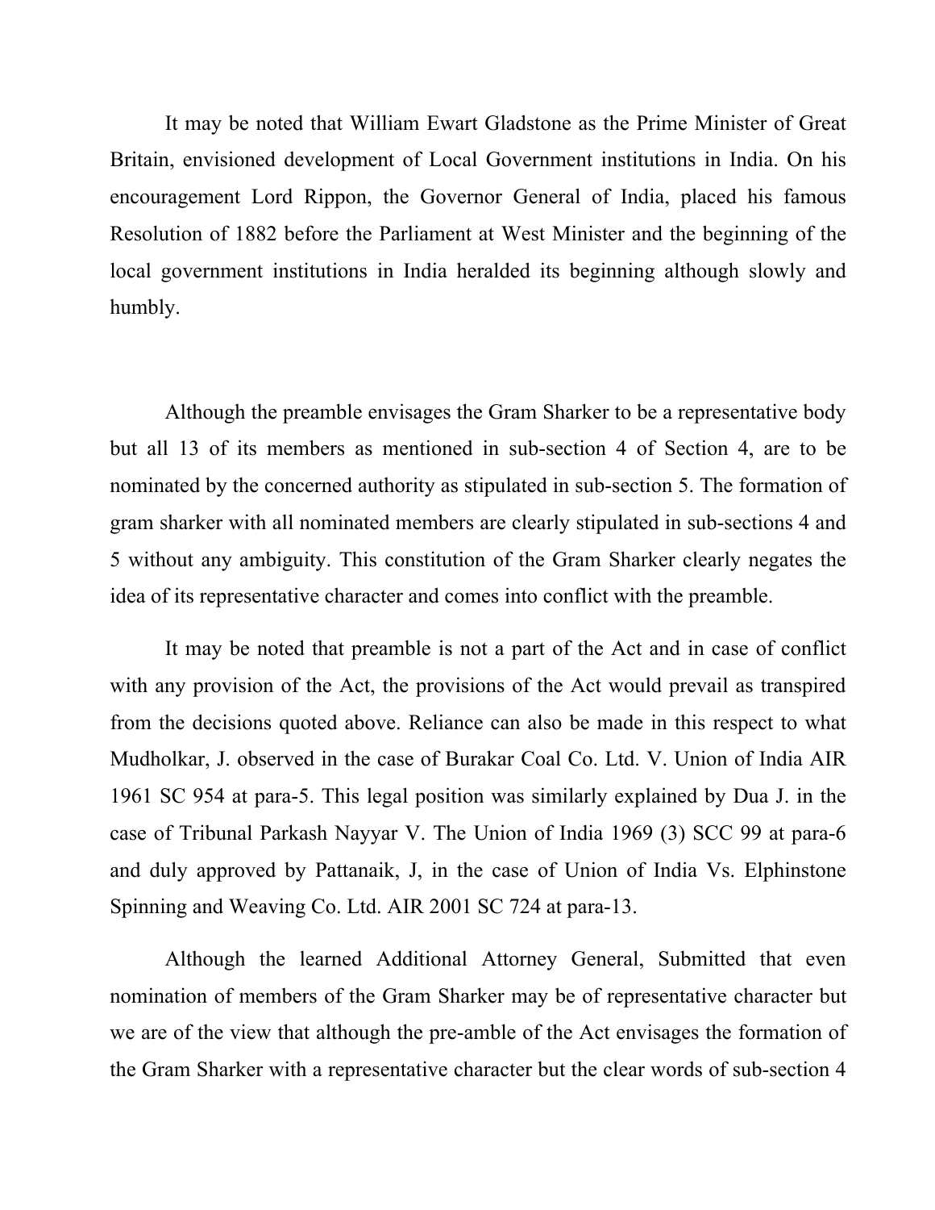It may be noted that William Ewart Gladstone as the Prime Minister of Great Britain, envisioned development of Local Government institutions in India. On his encouragement Lord Rippon, the Governor General of India, placed his famous Resolution of 1882 before the Parliament at West Minister and the beginning of the local government institutions in India heralded its beginning although slowly and humbly.

Although the preamble envisages the Gram Sharker to be a representative body but all 13 of its members as mentioned in sub-section 4 of Section 4, are to be nominated by the concerned authority as stipulated in sub-section 5. The formation of gram sharker with all nominated members are clearly stipulated in sub-sections 4 and 5 without any ambiguity. This constitution of the Gram Sharker clearly negates the idea of its representative character and comes into conflict with the preamble.

It may be noted that preamble is not a part of the Act and in case of conflict with any provision of the Act, the provisions of the Act would prevail as transpired from the decisions quoted above. Reliance can also be made in this respect to what Mudholkar, J. observed in the case of Burakar Coal Co. Ltd. V. Union of India AIR 1961 SC 954 at para-5. This legal position was similarly explained by Dua J. in the case of Tribunal Parkash Nayyar V. The Union of India 1969 (3) SCC 99 at para-6 and duly approved by Pattanaik, J, in the case of Union of India Vs. Elphinstone Spinning and Weaving Co. Ltd. AIR 2001 SC 724 at para-13.

Although the learned Additional Attorney General, Submitted that even nomination of members of the Gram Sharker may be of representative character but we are of the view that although the pre-amble of the Act envisages the formation of the Gram Sharker with a representative character but the clear words of sub-section 4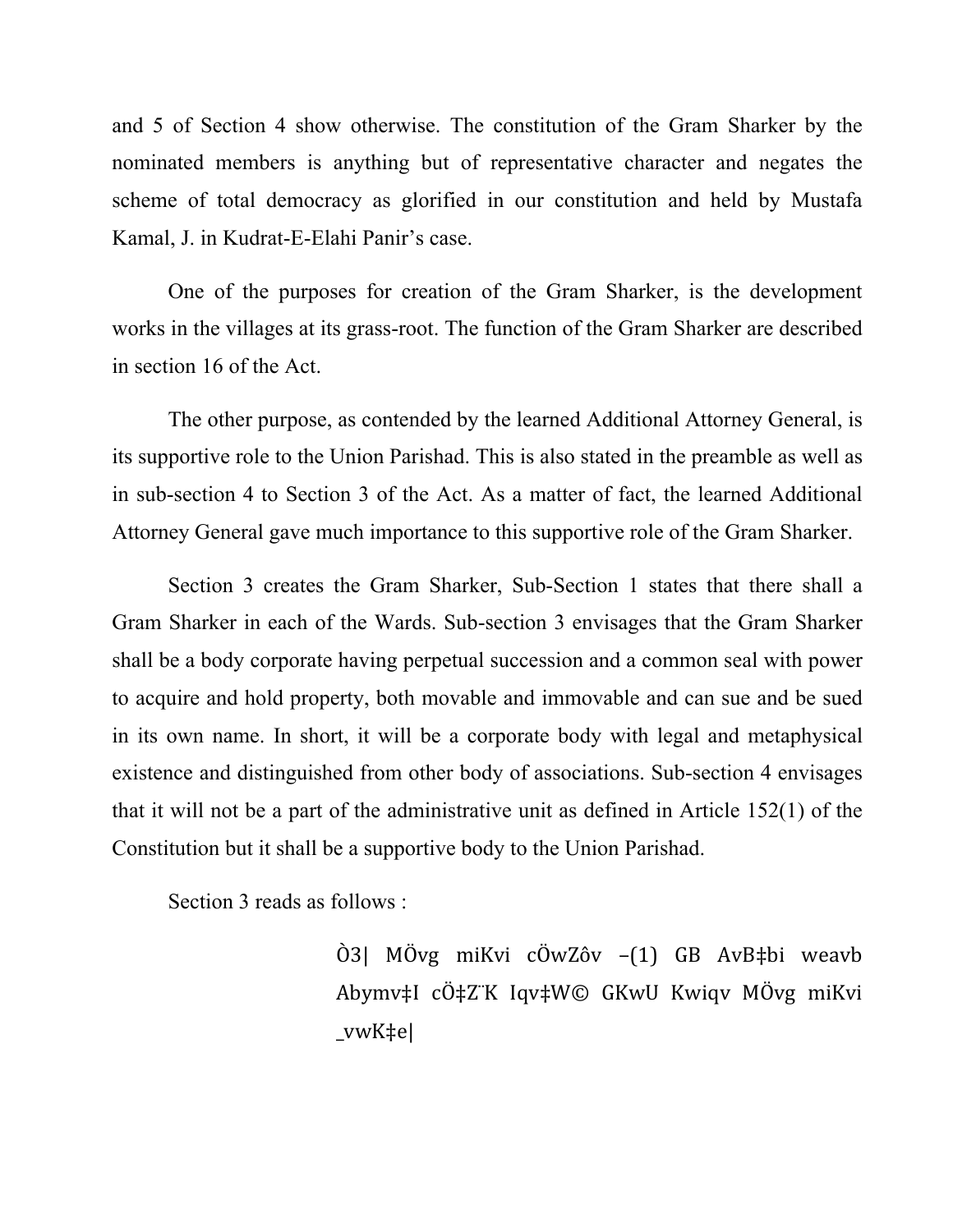and 5 of Section 4 show otherwise. The constitution of the Gram Sharker by the nominated members is anything but of representative character and negates the scheme of total democracy as glorified in our constitution and held by Mustafa Kamal, J. in Kudrat-E-Elahi Panir's case.

One of the purposes for creation of the Gram Sharker, is the development works in the villages at its grass-root. The function of the Gram Sharker are described in section 16 of the Act.

The other purpose, as contended by the learned Additional Attorney General, is its supportive role to the Union Parishad. This is also stated in the preamble as well as in sub-section 4 to Section 3 of the Act. As a matter of fact, the learned Additional Attorney General gave much importance to this supportive role of the Gram Sharker.

Section 3 creates the Gram Sharker, Sub-Section 1 states that there shall a Gram Sharker in each of the Wards. Sub-section 3 envisages that the Gram Sharker shall be a body corporate having perpetual succession and a common seal with power to acquire and hold property, both movable and immovable and can sue and be sued in its own name. In short, it will be a corporate body with legal and metaphysical existence and distinguished from other body of associations. Sub-section 4 envisages that it will not be a part of the administrative unit as defined in Article 152(1) of the Constitution but it shall be a supportive body to the Union Parishad.

Section 3 reads as follows :

> Ò3| MÖvg miKvi cÖwZôv –(1) GB AvB‡bi weavb Abymv‡I cÖ‡Z¨K Iqv‡W© GKwU Kwiqv MÖvg miKvi \_vwK‡e|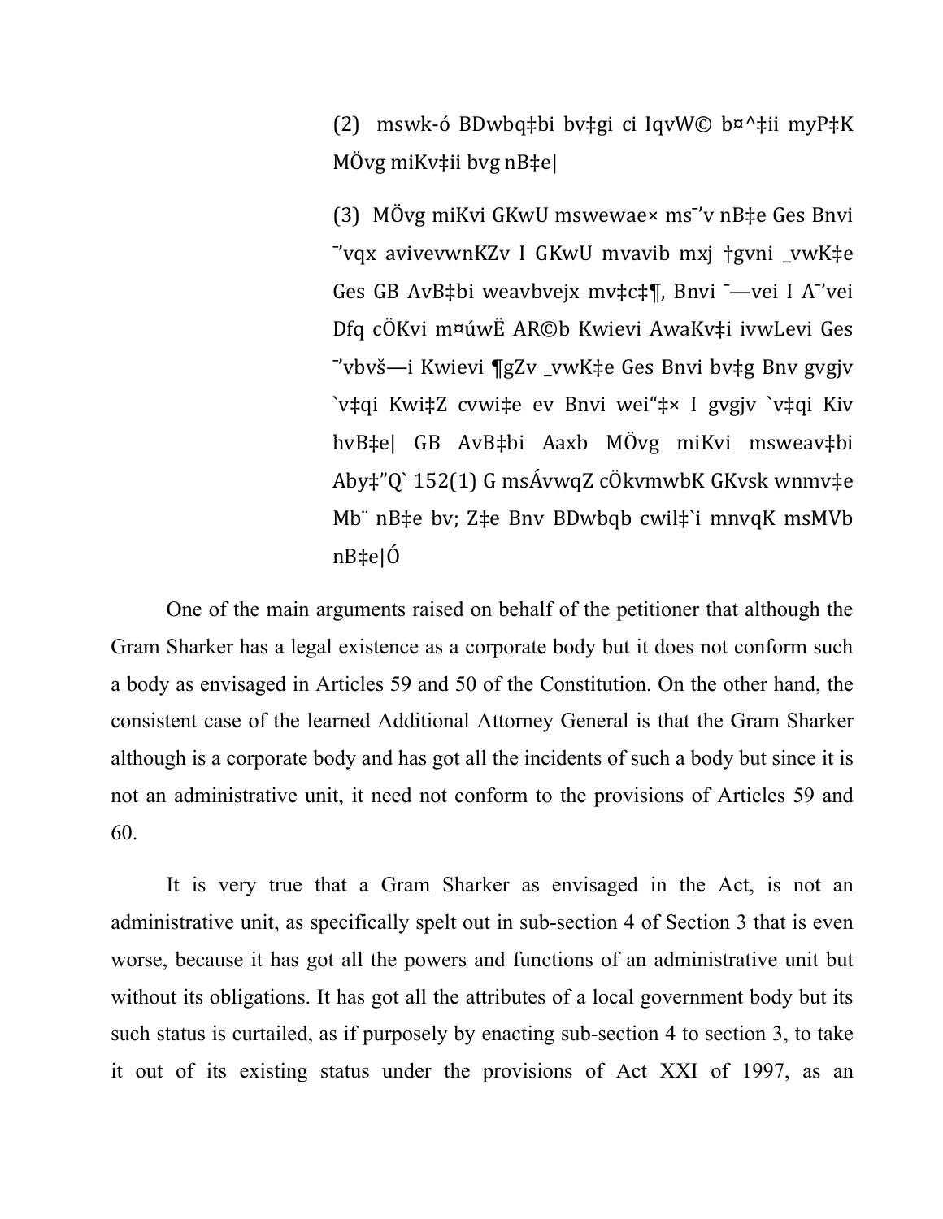(2) mswk-ó BDwbq‡bi bv‡gi ci IqvW© b¤^‡ii myP‡K MÖvg miKv‡ii bvg nB‡e|

(3) MÖvg miKvi GKwU mswewae× ms¯'v nB‡e Ges Bnvi ¯'vqx avivevwnKZv I GKwU mvavib mxj †gvni _vwK‡e Ges GB AvB‡bi weavbvejx mv‡c‡¶, Bnvi ¯—vei I A¯'vei Dfq cÖKvi m¤úwË AR©b Kwievi AwaKv‡i ivwLevi Ges ¯'vbvš—i Kwievi ¶gZv _vwK‡e Ges Bnvi bv‡g Bnv gvgjv `v‡qi Kwi‡Z cvwi‡e ev Bnvi wei“‡× I gvgjv `v‡qi Kiv hvB‡e| GB AvB‡bi Aaxb MÖvg miKvi msweav‡bi Aby‡”Q` 152(1) G msÁvwqZ cÖkvmwbK GKvsk wnmv‡e Mb¨ nB‡e bv; Z‡e Bnv BDwbqb cwil‡`i mnvqK msMVb nB‡e|Ó

One of the main arguments raised on behalf of the petitioner that although the Gram Sharker has a legal existence as a corporate body but it does not conform such a body as envisaged in Articles 59 and 50 of the Constitution. On the other hand, the consistent case of the learned Additional Attorney General is that the Gram Sharker although is a corporate body and has got all the incidents of such a body but since it is not an administrative unit, it need not conform to the provisions of Articles 59 and 60.

It is very true that a Gram Sharker as envisaged in the Act, is not an administrative unit, as specifically spelt out in sub-section 4 of Section 3 that is even worse, because it has got all the powers and functions of an administrative unit but without its obligations. It has got all the attributes of a local government body but its such status is curtailed, as if purposely by enacting sub-section 4 to section 3, to take it out of its existing status under the provisions of Act XXI of 1997, as an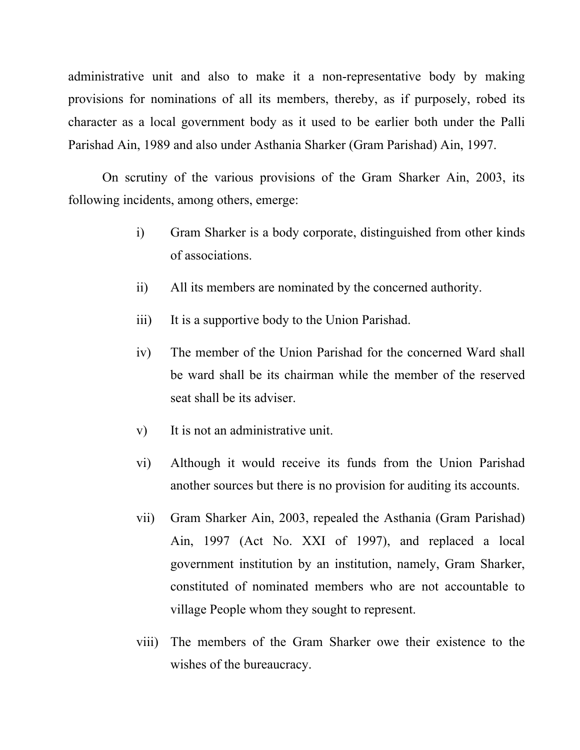administrative unit and also to make it a non-representative body by making provisions for nominations of all its members, thereby, as if purposely, robed its character as a local government body as it used to be earlier both under the Palli Parishad Ain, 1989 and also under Asthania Sharker (Gram Parishad) Ain, 1997.

On scrutiny of the various provisions of the Gram Sharker Ain, 2003, its following incidents, among others, emerge:

i) Gram Sharker is a body corporate, distinguished from other kinds of associations.

ii) All its members are nominated by the concerned authority.

iii) It is a supportive body to the Union Parishad.

iv) The member of the Union Parishad for the concerned Ward shall be ward shall be its chairman while the member of the reserved seat shall be its adviser.

v) It is not an administrative unit.

vi) Although it would receive its funds from the Union Parishad another sources but there is no provision for auditing its accounts.

vii) Gram Sharker Ain, 2003, repealed the Asthania (Gram Parishad) Ain, 1997 (Act No. XXI of 1997), and replaced a local government institution by an institution, namely, Gram Sharker, constituted of nominated members who are not accountable to village People whom they sought to represent.

viii) The members of the Gram Sharker owe their existence to the wishes of the bureaucracy.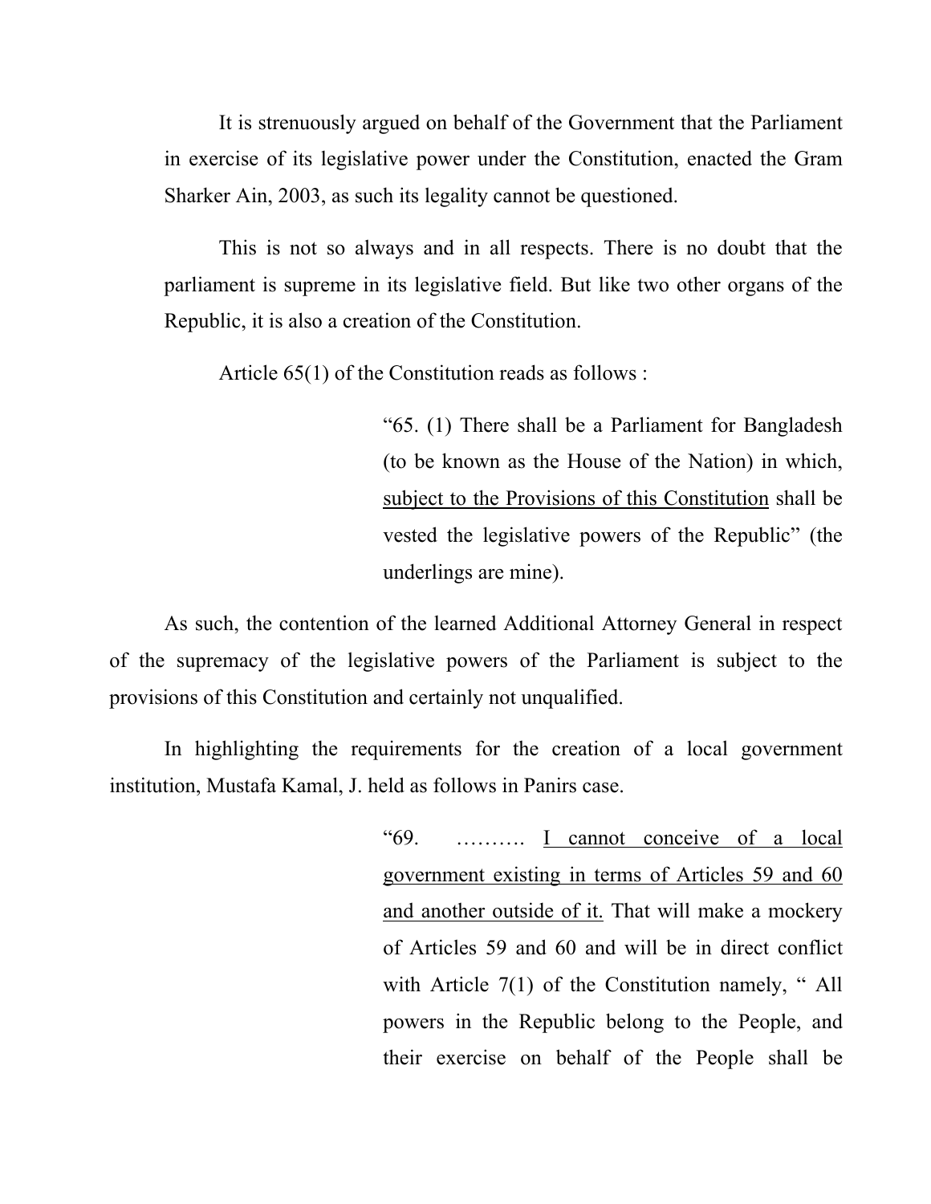It is strenuously argued on behalf of the Government that the Parliament in exercise of its legislative power under the Constitution, enacted the Gram Sharker Ain, 2003, as such its legality cannot be questioned.

This is not so always and in all respects. There is no doubt that the parliament is supreme in its legislative field. But like two other organs of the Republic, it is also a creation of the Constitution.

Article 65(1) of the Constitution reads as follows :

> "65. (1) There shall be a Parliament for Bangladesh (to be known as the House of the Nation) in which, <u>subject to the Provisions of this Constitution</u> shall be vested the legislative powers of the Republic" (the underlings are mine).

As such, the contention of the learned Additional Attorney General in respect of the supremacy of the legislative powers of the Parliament is subject to the provisions of this Constitution and certainly not unqualified.

In highlighting the requirements for the creation of a local government institution, Mustafa Kamal, J. held as follows in Panirs case.

> "69. ………. <u>I cannot conceive of a local government existing in terms of Articles 59 and 60 and another outside of it.</u> That will make a mockery of Articles 59 and 60 and will be in direct conflict with Article 7(1) of the Constitution namely, " All powers in the Republic belong to the People, and their exercise on behalf of the People shall be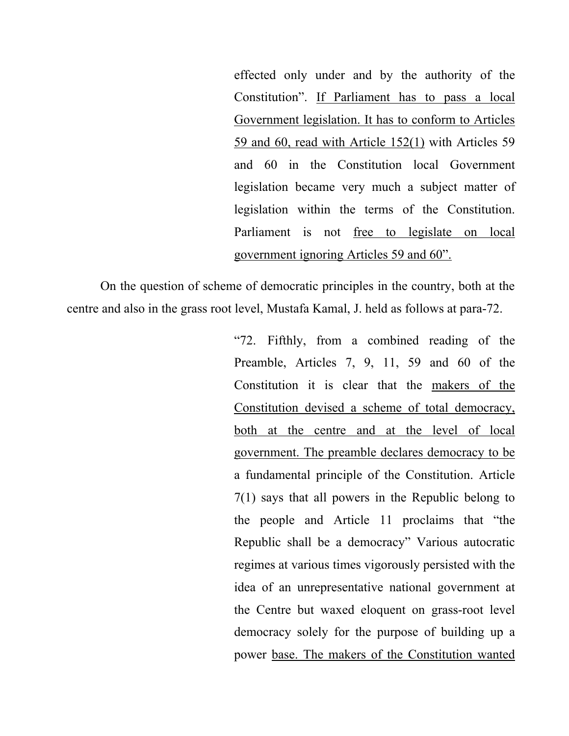> effected only under and by the authority of the Constitution". <u>If Parliament has to pass a local Government legislation. It has to conform to Articles 59 and 60, read with Article 152(1)</u> with Articles 59 and 60 in the Constitution local Government legislation became very much a subject matter of legislation within the terms of the Constitution. Parliament is not <u>free to legislate on local government ignoring Articles 59 and 60".</u>

On the question of scheme of democratic principles in the country, both at the centre and also in the grass root level, Mustafa Kamal, J. held as follows at para-72.

> "72. Fifthly, from a combined reading of the Preamble, Articles 7, 9, 11, 59 and 60 of the Constitution it is clear that the <u>makers of the Constitution devised a scheme of total democracy, both at the centre and at the level of local government. The preamble declares democracy to be</u> a fundamental principle of the Constitution. Article 7(1) says that all powers in the Republic belong to the people and Article 11 proclaims that "the Republic shall be a democracy" Various autocratic regimes at various times vigorously persisted with the idea of an unrepresentative national government at the Centre but waxed eloquent on grass-root level democracy solely for the purpose of building up a power <u>base. The makers of the Constitution wanted</u>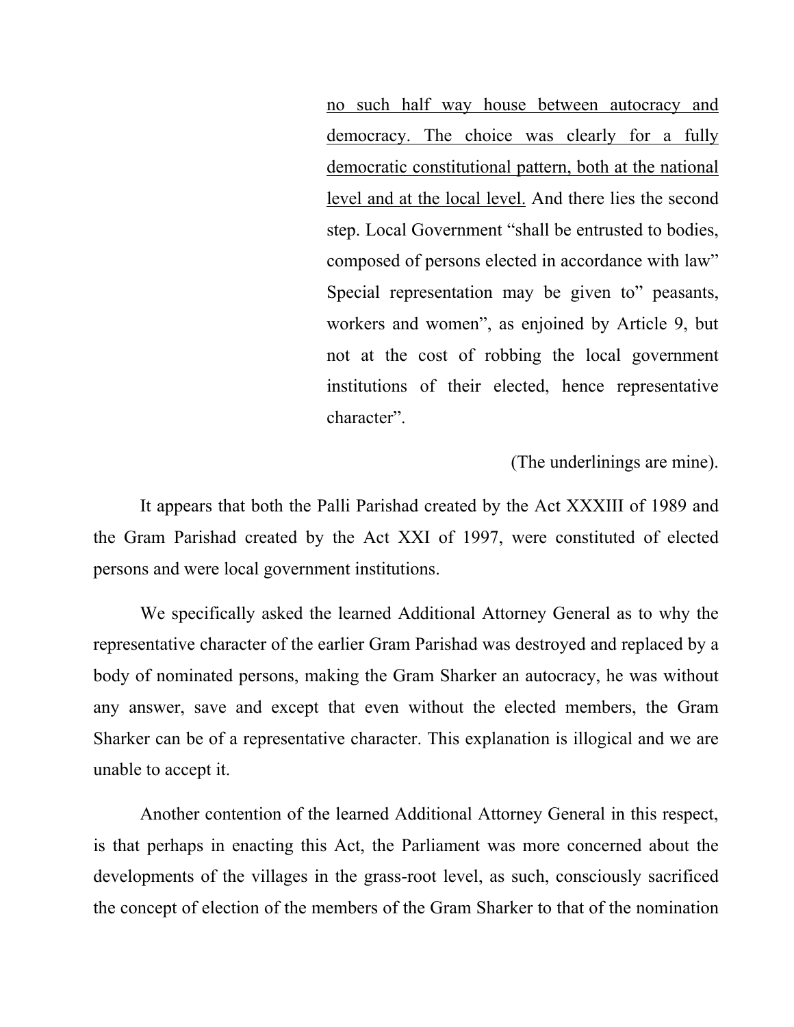> <u>no such half way house between autocracy and democracy. The choice was clearly for a fully democratic constitutional pattern, both at the national level and at the local level.</u> And there lies the second step. Local Government "shall be entrusted to bodies, composed of persons elected in accordance with law" Special representation may be given to" peasants, workers and women", as enjoined by Article 9, but not at the cost of robbing the local government institutions of their elected, hence representative character".

(The underlinings are mine).

It appears that both the Palli Parishad created by the Act XXXIII of 1989 and the Gram Parishad created by the Act XXI of 1997, were constituted of elected persons and were local government institutions.

We specifically asked the learned Additional Attorney General as to why the representative character of the earlier Gram Parishad was destroyed and replaced by a body of nominated persons, making the Gram Sharker an autocracy, he was without any answer, save and except that even without the elected members, the Gram Sharker can be of a representative character. This explanation is illogical and we are unable to accept it.

Another contention of the learned Additional Attorney General in this respect, is that perhaps in enacting this Act, the Parliament was more concerned about the developments of the villages in the grass-root level, as such, consciously sacrificed the concept of election of the members of the Gram Sharker to that of the nomination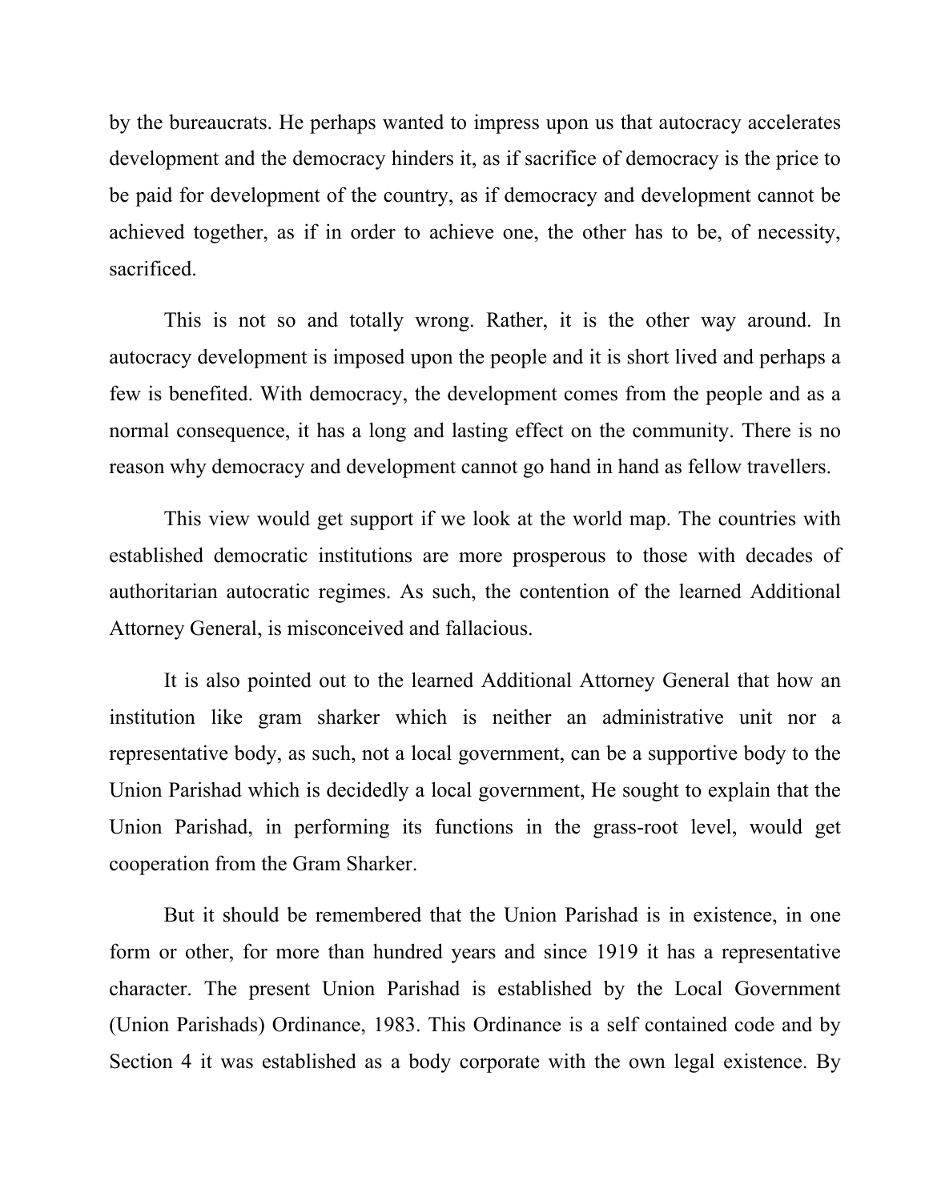by the bureaucrats. He perhaps wanted to impress upon us that autocracy accelerates development and the democracy hinders it, as if sacrifice of democracy is the price to be paid for development of the country, as if democracy and development cannot be achieved together, as if in order to achieve one, the other has to be, of necessity, sacrificed.

This is not so and totally wrong. Rather, it is the other way around. In autocracy development is imposed upon the people and it is short lived and perhaps a few is benefited. With democracy, the development comes from the people and as a normal consequence, it has a long and lasting effect on the community. There is no reason why democracy and development cannot go hand in hand as fellow travellers.

This view would get support if we look at the world map. The countries with established democratic institutions are more prosperous to those with decades of authoritarian autocratic regimes. As such, the contention of the learned Additional Attorney General, is misconceived and fallacious.

It is also pointed out to the learned Additional Attorney General that how an institution like gram sharker which is neither an administrative unit nor a representative body, as such, not a local government, can be a supportive body to the Union Parishad which is decidedly a local government, He sought to explain that the Union Parishad, in performing its functions in the grass-root level, would get cooperation from the Gram Sharker.

But it should be remembered that the Union Parishad is in existence, in one form or other, for more than hundred years and since 1919 it has a representative character. The present Union Parishad is established by the Local Government (Union Parishads) Ordinance, 1983. This Ordinance is a self contained code and by Section 4 it was established as a body corporate with the own legal existence. By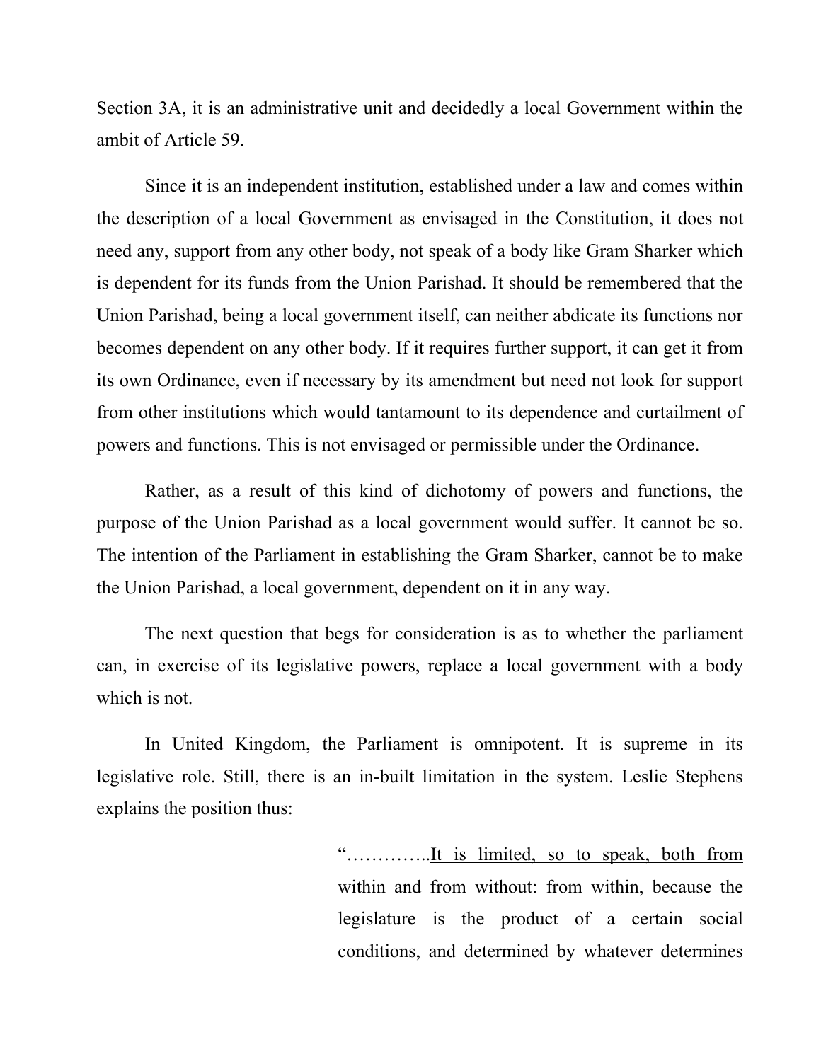Section 3A, it is an administrative unit and decidedly a local Government within the ambit of Article 59.

Since it is an independent institution, established under a law and comes within the description of a local Government as envisaged in the Constitution, it does not need any, support from any other body, not speak of a body like Gram Sharker which is dependent for its funds from the Union Parishad. It should be remembered that the Union Parishad, being a local government itself, can neither abdicate its functions nor becomes dependent on any other body. If it requires further support, it can get it from its own Ordinance, even if necessary by its amendment but need not look for support from other institutions which would tantamount to its dependence and curtailment of powers and functions. This is not envisaged or permissible under the Ordinance.

Rather, as a result of this kind of dichotomy of powers and functions, the purpose of the Union Parishad as a local government would suffer. It cannot be so. The intention of the Parliament in establishing the Gram Sharker, cannot be to make the Union Parishad, a local government, dependent on it in any way.

The next question that begs for consideration is as to whether the parliament can, in exercise of its legislative powers, replace a local government with a body which is not.

In United Kingdom, the Parliament is omnipotent. It is supreme in its legislative role. Still, there is an in-built limitation in the system. Leslie Stephens explains the position thus:

> "………….<u>It is limited, so to speak, both from within and from without:</u> from within, because the legislature is the product of a certain social conditions, and determined by whatever determines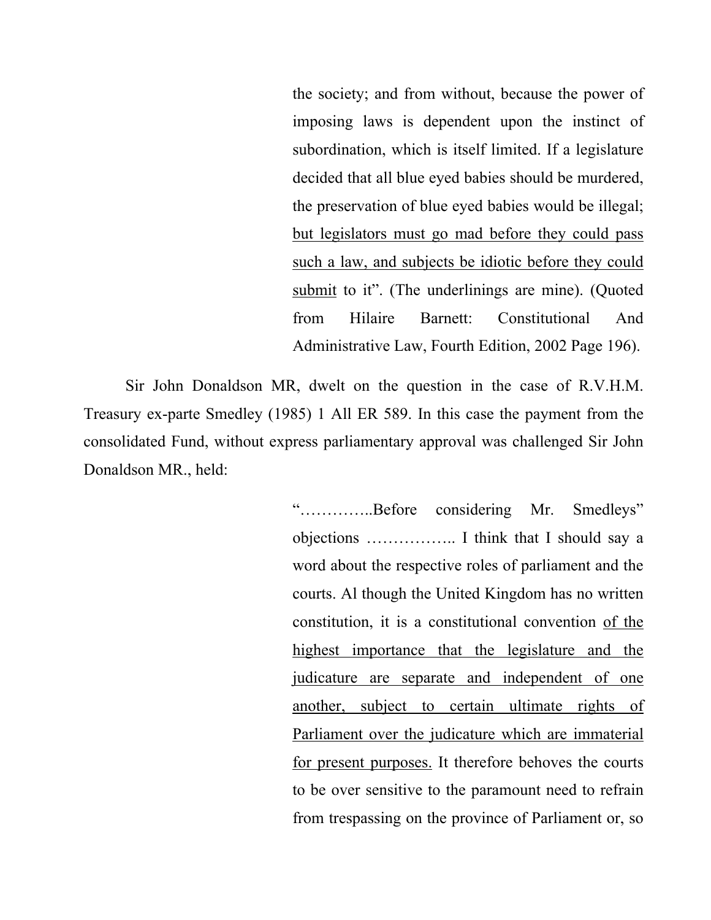> the society; and from without, because the power of imposing laws is dependent upon the instinct of subordination, which is itself limited. If a legislature decided that all blue eyed babies should be murdered, the preservation of blue eyed babies would be illegal; <u>but legislators must go mad before they could pass such a law, and subjects be idiotic before they could submit</u> to it". (The underlinings are mine). (Quoted from Hilaire Barnett: Constitutional And Administrative Law, Fourth Edition, 2002 Page 196).

Sir John Donaldson MR, dwelt on the question in the case of R.V.H.M. Treasury ex-parte Smedley (1985) 1 All ER 589. In this case the payment from the consolidated Fund, without express parliamentary approval was challenged Sir John Donaldson MR., held:

> "…………..Before considering Mr. Smedleys" objections …………….. I think that I should say a word about the respective roles of parliament and the courts. Al though the United Kingdom has no written constitution, it is a constitutional convention <u>of the highest importance that the legislature and the judicature are separate and independent of one another, subject to certain ultimate rights of Parliament over the judicature which are immaterial for present purposes.</u> It therefore behoves the courts to be over sensitive to the paramount need to refrain from trespassing on the province of Parliament or, so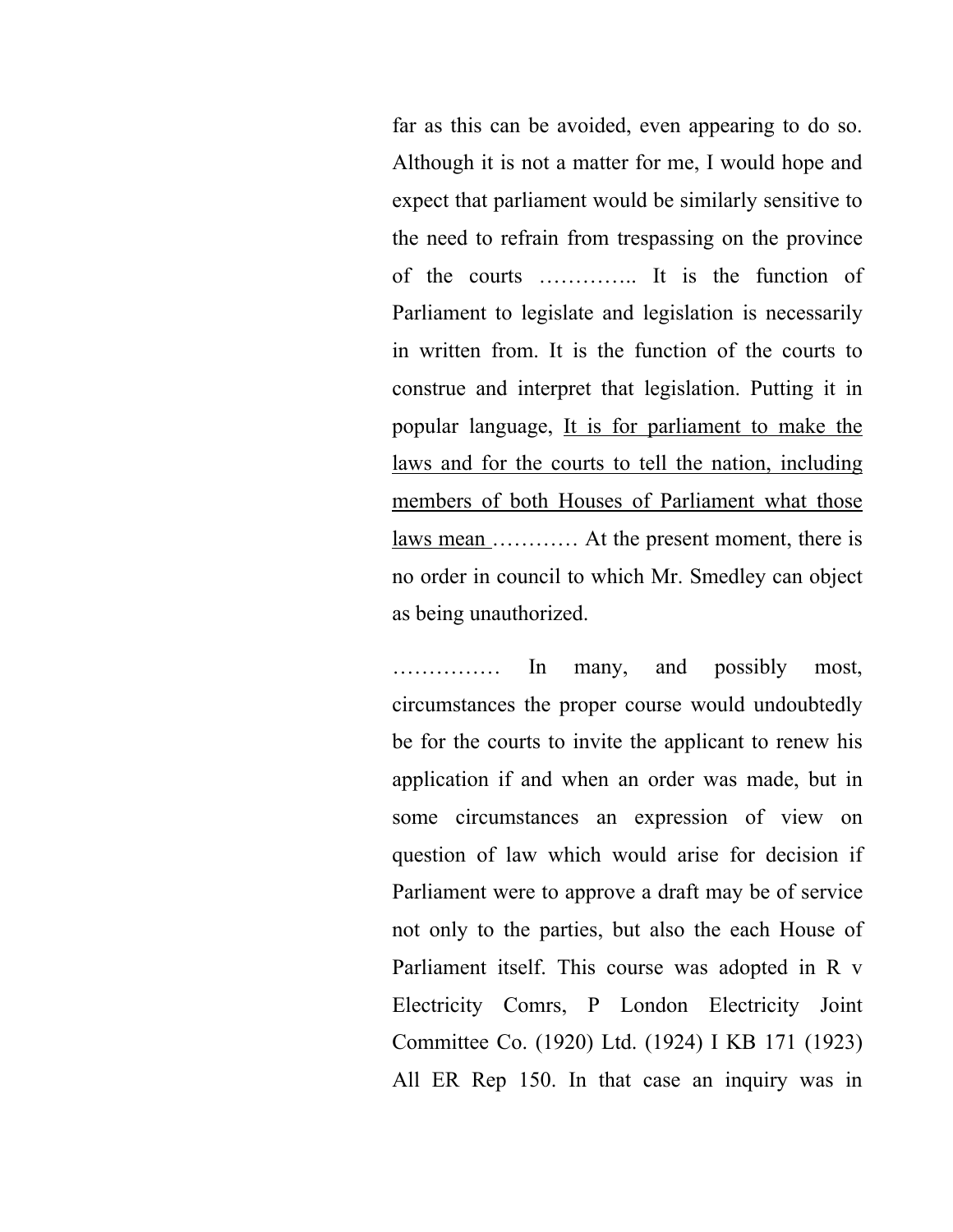far as this can be avoided, even appearing to do so. Although it is not a matter for me, I would hope and expect that parliament would be similarly sensitive to the need to refrain from trespassing on the province of the courts ………….. It is the function of Parliament to legislate and legislation is necessarily in written from. It is the function of the courts to construe and interpret that legislation. Putting it in popular language, <u>It is for parliament to make the laws and for the courts to tell the nation, including members of both Houses of Parliament what those laws mean</u> ………… At the present moment, there is no order in council to which Mr. Smedley can object as being unauthorized.

…………… In many, and possibly most, circumstances the proper course would undoubtedly be for the courts to invite the applicant to renew his application if and when an order was made, but in some circumstances an expression of view on question of law which would arise for decision if Parliament were to approve a draft may be of service not only to the parties, but also the each House of Parliament itself. This course was adopted in R v Electricity Comrs, P London Electricity Joint Committee Co. (1920) Ltd. (1924) I KB 171 (1923) All ER Rep 150. In that case an inquiry was in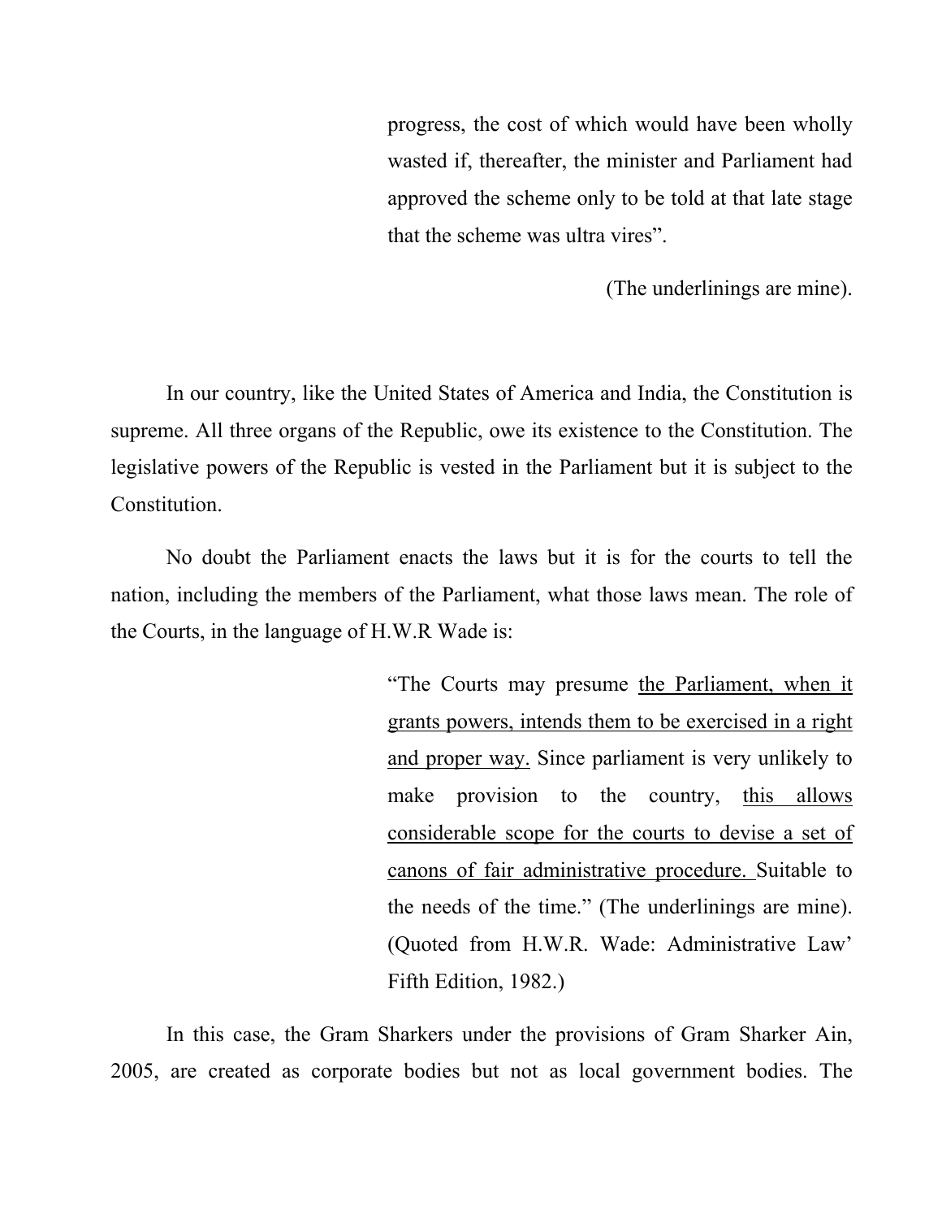> progress, the cost of which would have been wholly wasted if, thereafter, the minister and Parliament had approved the scheme only to be told at that late stage that the scheme was ultra vires".
>
> (The underlinings are mine).

In our country, like the United States of America and India, the Constitution is supreme. All three organs of the Republic, owe its existence to the Constitution. The legislative powers of the Republic is vested in the Parliament but it is subject to the Constitution.

No doubt the Parliament enacts the laws but it is for the courts to tell the nation, including the members of the Parliament, what those laws mean. The role of the Courts, in the language of H.W.R Wade is:

> "The Courts may presume <u>the Parliament, when it grants powers, intends them to be exercised in a right and proper way.</u> Since parliament is very unlikely to make provision to the country, <u>this allows considerable scope for the courts to devise a set of canons of fair administrative procedure.</u> Suitable to the needs of the time." (The underlinings are mine). (Quoted from H.W.R. Wade: Administrative Law' Fifth Edition, 1982.)

In this case, the Gram Sharkers under the provisions of Gram Sharker Ain, 2005, are created as corporate bodies but not as local government bodies. The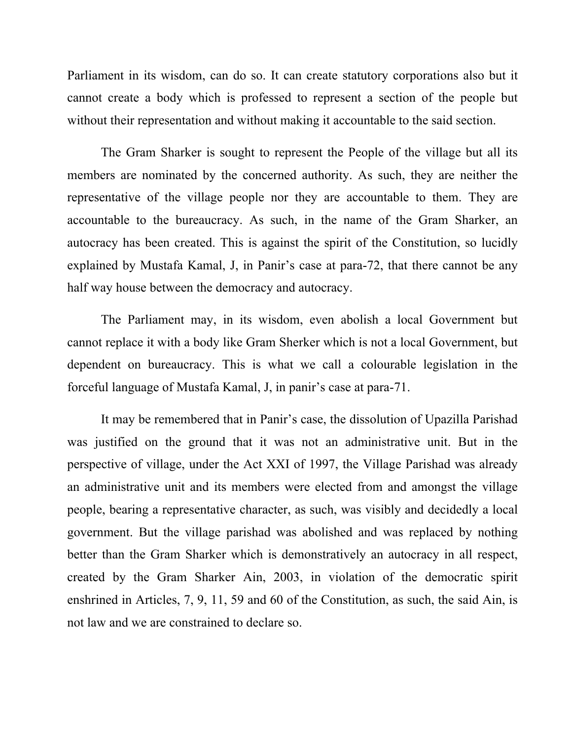Parliament in its wisdom, can do so. It can create statutory corporations also but it cannot create a body which is professed to represent a section of the people but without their representation and without making it accountable to the said section.

The Gram Sharker is sought to represent the People of the village but all its members are nominated by the concerned authority. As such, they are neither the representative of the village people nor they are accountable to them. They are accountable to the bureaucracy. As such, in the name of the Gram Sharker, an autocracy has been created. This is against the spirit of the Constitution, so lucidly explained by Mustafa Kamal, J, in Panir's case at para-72, that there cannot be any half way house between the democracy and autocracy.

The Parliament may, in its wisdom, even abolish a local Government but cannot replace it with a body like Gram Sherker which is not a local Government, but dependent on bureaucracy. This is what we call a colourable legislation in the forceful language of Mustafa Kamal, J, in panir's case at para-71.

It may be remembered that in Panir's case, the dissolution of Upazilla Parishad was justified on the ground that it was not an administrative unit. But in the perspective of village, under the Act XXI of 1997, the Village Parishad was already an administrative unit and its members were elected from and amongst the village people, bearing a representative character, as such, was visibly and decidedly a local government. But the village parishad was abolished and was replaced by nothing better than the Gram Sharker which is demonstratively an autocracy in all respect, created by the Gram Sharker Ain, 2003, in violation of the democratic spirit enshrined in Articles, 7, 9, 11, 59 and 60 of the Constitution, as such, the said Ain, is not law and we are constrained to declare so.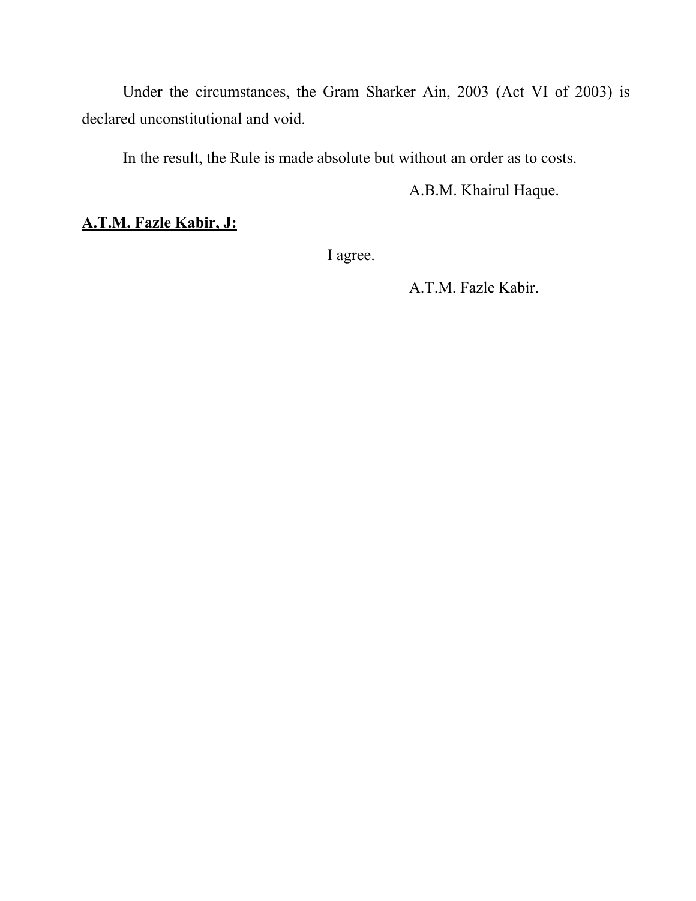Under the circumstances, the Gram Sharker Ain, 2003 (Act VI of 2003) is declared unconstitutional and void.

In the result, the Rule is made absolute but without an order as to costs.

A.B.M. Khairul Haque.

**A.T.M. Fazle Kabir, J:**

I agree.

A.T.M. Fazle Kabir.